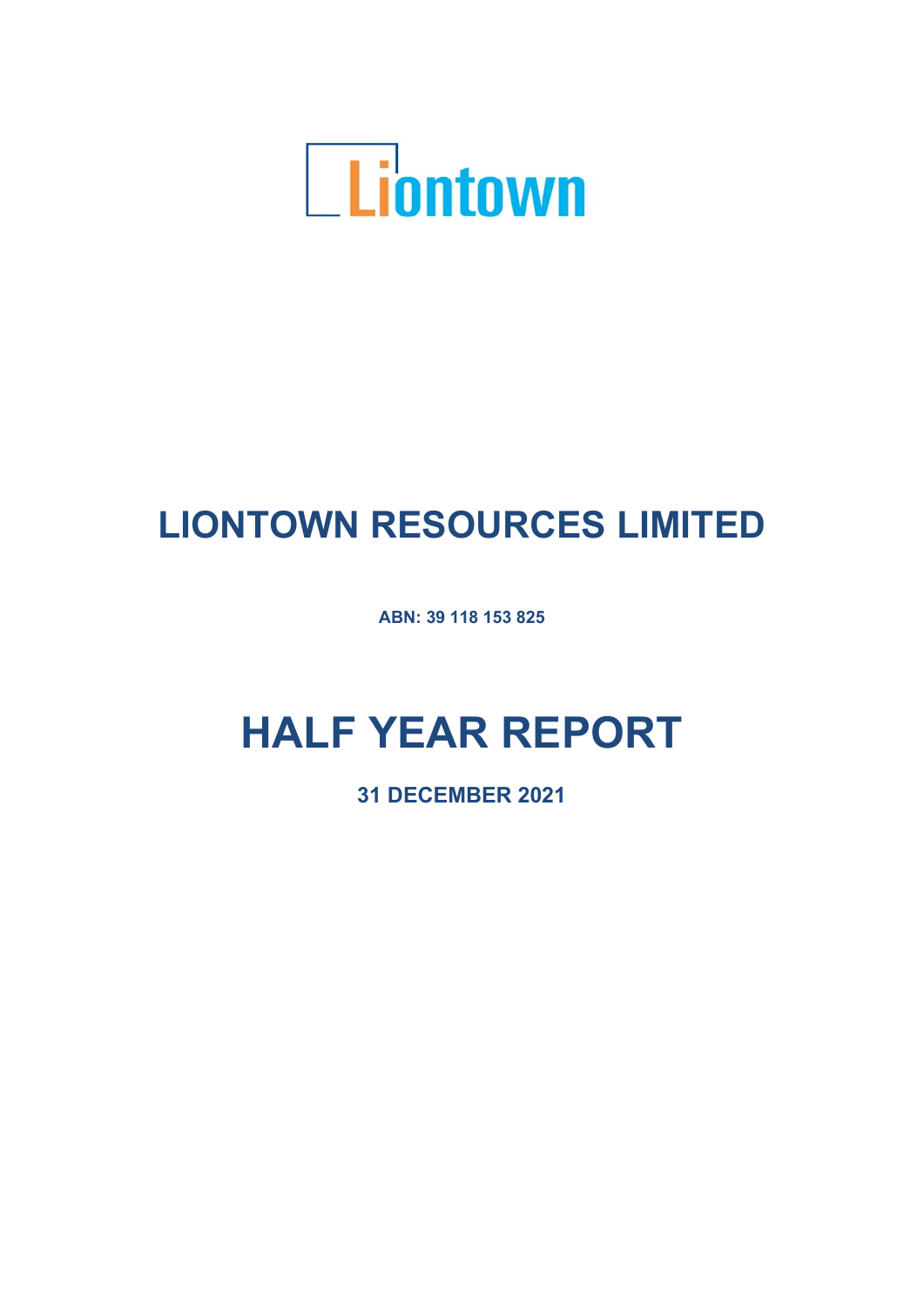Liontown

# LIONTOWN RESOURCES LIMITED

**ABN: 39 118 153 825**

# HALF YEAR REPORT

**31 DECEMBER 2021**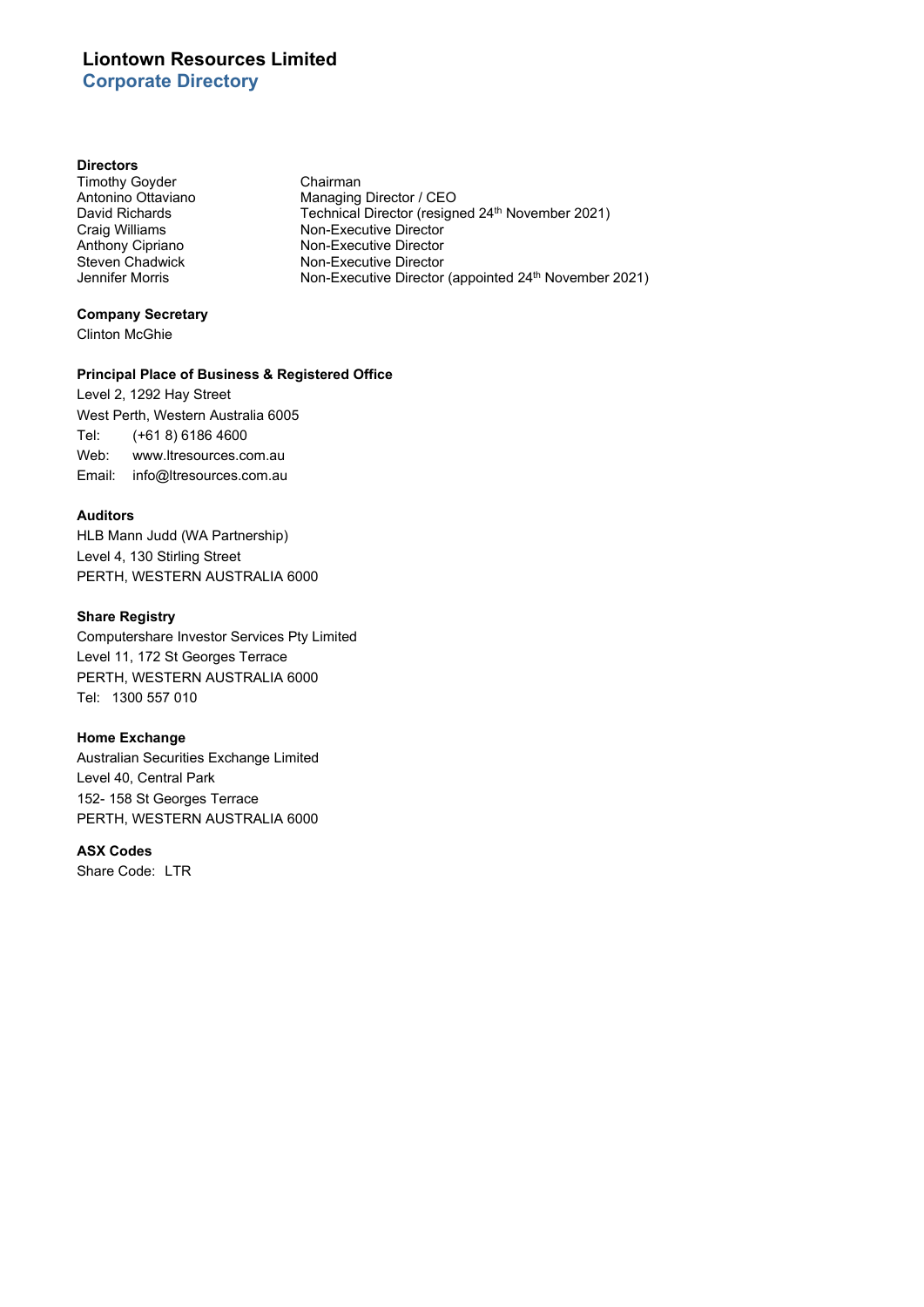# Liontown Resources Limited
## Corporate Directory

**Directors**

| | |
|---|---|
| Timothy Goyder | Chairman |
| Antonino Ottaviano | Managing Director / CEO |
| David Richards | Technical Director (resigned 24th November 2021) |
| Craig Williams | Non-Executive Director |
| Anthony Cipriano | Non-Executive Director |
| Steven Chadwick | Non-Executive Director |
| Jennifer Morris | Non-Executive Director (appointed 24th November 2021) |

**Company Secretary**

Clinton McGhie

**Principal Place of Business & Registered Office**

Level 2, 1292 Hay Street
West Perth, Western Australia 6005
Tel: (+61 8) 6186 4600
Web: www.ltresources.com.au
Email: info@ltresources.com.au

**Auditors**

HLB Mann Judd (WA Partnership)
Level 4, 130 Stirling Street
PERTH, WESTERN AUSTRALIA 6000

**Share Registry**

Computershare Investor Services Pty Limited
Level 11, 172 St Georges Terrace
PERTH, WESTERN AUSTRALIA 6000
Tel: 1300 557 010

**Home Exchange**

Australian Securities Exchange Limited
Level 40, Central Park
152- 158 St Georges Terrace
PERTH, WESTERN AUSTRALIA 6000

**ASX Codes**

Share Code: LTR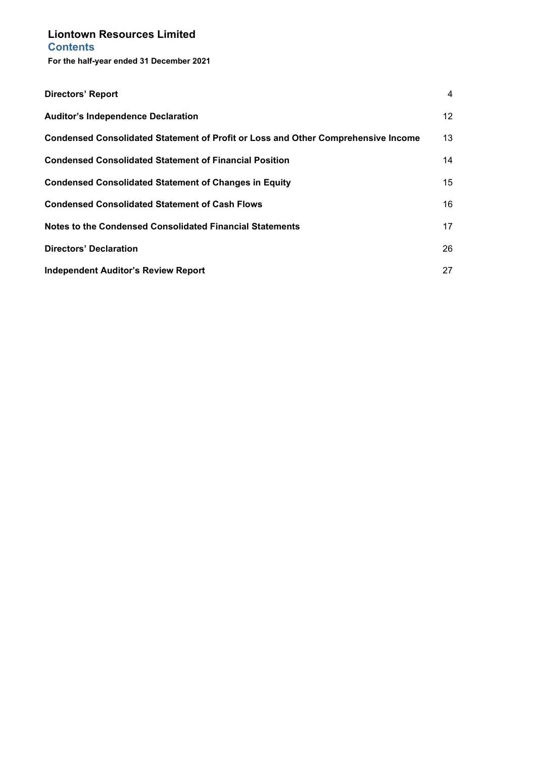# Liontown Resources Limited

## Contents

**For the half-year ended 31 December 2021**

| | |
|---|---|
| **Directors' Report** | 4 |
| **Auditor's Independence Declaration** | 12 |
| **Condensed Consolidated Statement of Profit or Loss and Other Comprehensive Income** | 13 |
| **Condensed Consolidated Statement of Financial Position** | 14 |
| **Condensed Consolidated Statement of Changes in Equity** | 15 |
| **Condensed Consolidated Statement of Cash Flows** | 16 |
| **Notes to the Condensed Consolidated Financial Statements** | 17 |
| **Directors' Declaration** | 26 |
| **Independent Auditor's Review Report** | 27 |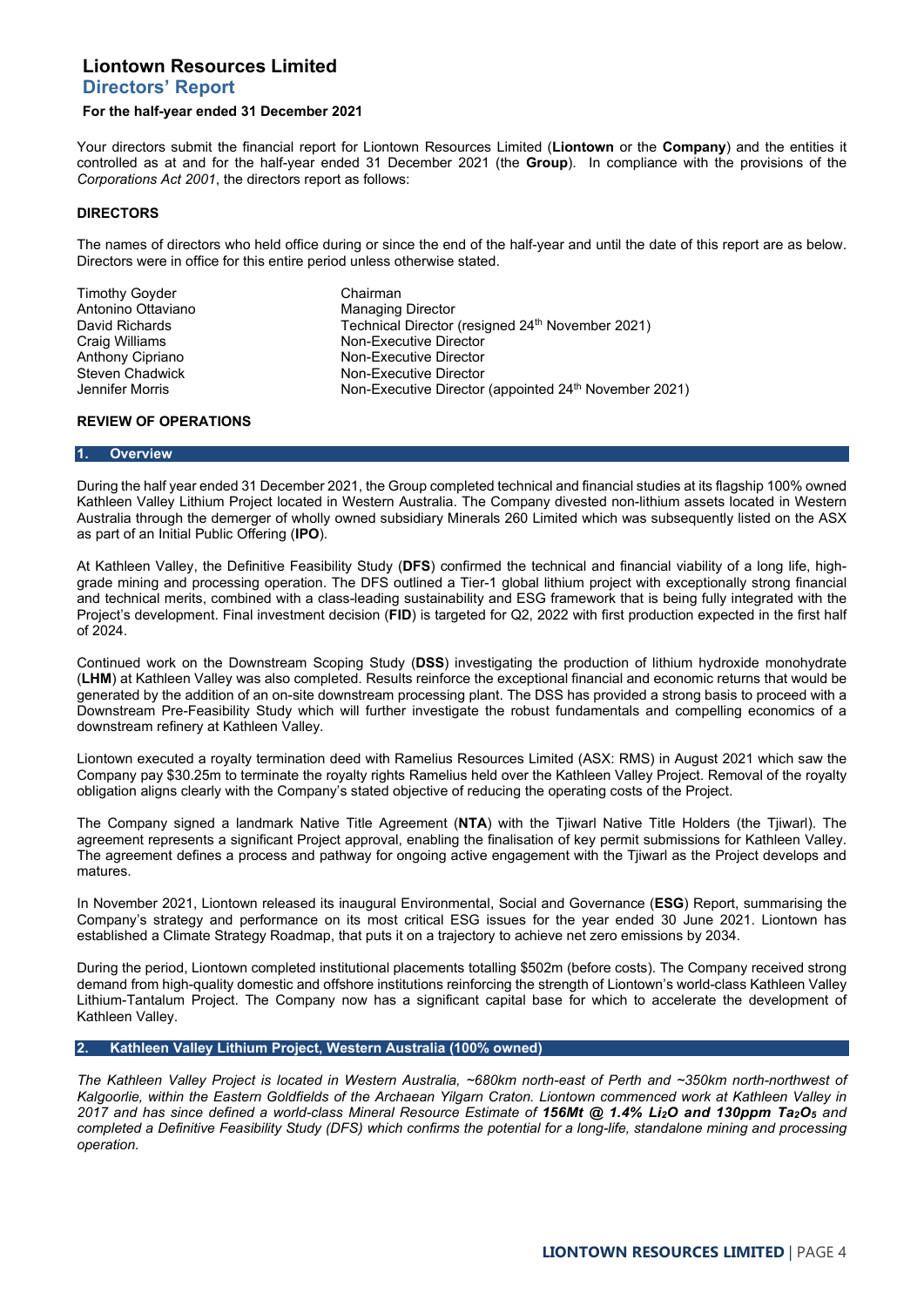# Liontown Resources Limited

## Directors' Report

**For the half-year ended 31 December 2021**

Your directors submit the financial report for Liontown Resources Limited (**Liontown** or the **Company**) and the entities it controlled as at and for the half-year ended 31 December 2021 (the **Group**). In compliance with the provisions of the *Corporations Act 2001*, the directors report as follows:

### DIRECTORS

The names of directors who held office during or since the end of the half-year and until the date of this report are as below. Directors were in office for this entire period unless otherwise stated.

| | |
|---|---|
| Timothy Goyder | Chairman |
| Antonino Ottaviano | Managing Director |
| David Richards | Technical Director (resigned 24th November 2021) |
| Craig Williams | Non-Executive Director |
| Anthony Cipriano | Non-Executive Director |
| Steven Chadwick | Non-Executive Director |
| Jennifer Morris | Non-Executive Director (appointed 24th November 2021) |

### REVIEW OF OPERATIONS

#### 1. Overview

During the half year ended 31 December 2021, the Group completed technical and financial studies at its flagship 100% owned Kathleen Valley Lithium Project located in Western Australia. The Company divested non-lithium assets located in Western Australia through the demerger of wholly owned subsidiary Minerals 260 Limited which was subsequently listed on the ASX as part of an Initial Public Offering (**IPO**).

At Kathleen Valley, the Definitive Feasibility Study (**DFS**) confirmed the technical and financial viability of a long life, high-grade mining and processing operation. The DFS outlined a Tier-1 global lithium project with exceptionally strong financial and technical merits, combined with a class-leading sustainability and ESG framework that is being fully integrated with the Project's development. Final investment decision (**FID**) is targeted for Q2, 2022 with first production expected in the first half of 2024.

Continued work on the Downstream Scoping Study (**DSS**) investigating the production of lithium hydroxide monohydrate (**LHM**) at Kathleen Valley was also completed. Results reinforce the exceptional financial and economic returns that would be generated by the addition of an on-site downstream processing plant. The DSS has provided a strong basis to proceed with a Downstream Pre-Feasibility Study which will further investigate the robust fundamentals and compelling economics of a downstream refinery at Kathleen Valley.

Liontown executed a royalty termination deed with Ramelius Resources Limited (ASX: RMS) in August 2021 which saw the Company pay $30.25m to terminate the royalty rights Ramelius held over the Kathleen Valley Project. Removal of the royalty obligation aligns clearly with the Company's stated objective of reducing the operating costs of the Project.

The Company signed a landmark Native Title Agreement (**NTA**) with the Tjiwarl Native Title Holders (the Tjiwarl). The agreement represents a significant Project approval, enabling the finalisation of key permit submissions for Kathleen Valley. The agreement defines a process and pathway for ongoing active engagement with the Tjiwarl as the Project develops and matures.

In November 2021, Liontown released its inaugural Environmental, Social and Governance (**ESG**) Report, summarising the Company's strategy and performance on its most critical ESG issues for the year ended 30 June 2021. Liontown has established a Climate Strategy Roadmap, that puts it on a trajectory to achieve net zero emissions by 2034.

During the period, Liontown completed institutional placements totalling $502m (before costs). The Company received strong demand from high-quality domestic and offshore institutions reinforcing the strength of Liontown's world-class Kathleen Valley Lithium-Tantalum Project. The Company now has a significant capital base for which to accelerate the development of Kathleen Valley.

#### 2. Kathleen Valley Lithium Project, Western Australia (100% owned)

*The Kathleen Valley Project is located in Western Australia, ~680km north-east of Perth and ~350km north-northwest of Kalgoorlie, within the Eastern Goldfields of the Archaean Yilgarn Craton. Liontown commenced work at Kathleen Valley in 2017 and has since defined a world-class Mineral Resource Estimate of **156Mt @ 1.4% $Li_2O$ and 130ppm $Ta_2O_5$** and completed a Definitive Feasibility Study (DFS) which confirms the potential for a long-life, standalone mining and processing operation.*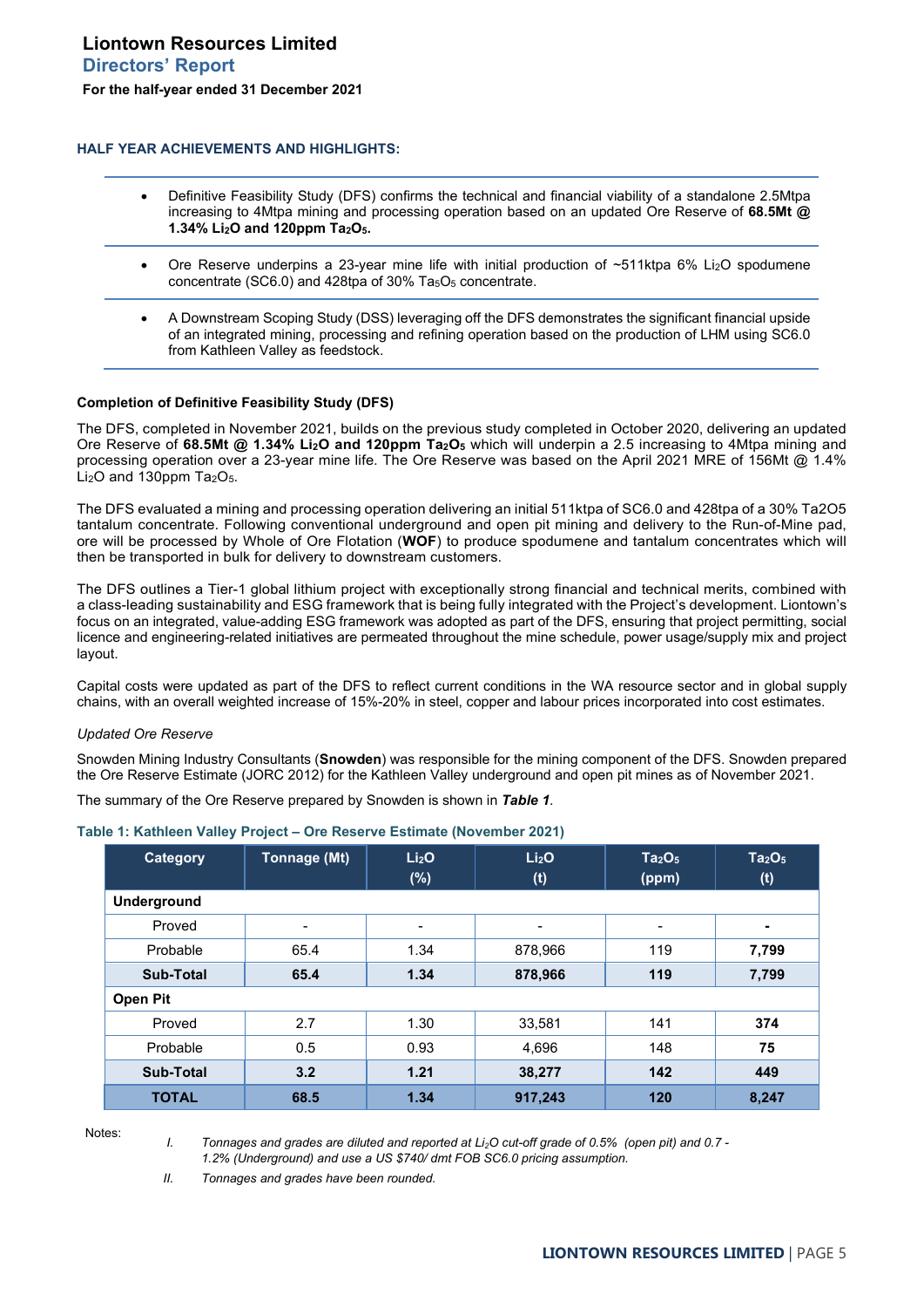# Liontown Resources Limited
## Directors' Report
**For the half-year ended 31 December 2021**

### HALF YEAR ACHIEVEMENTS AND HIGHLIGHTS:

- Definitive Feasibility Study (DFS) confirms the technical and financial viability of a standalone 2.5Mtpa increasing to 4Mtpa mining and processing operation based on an updated Ore Reserve of **68.5Mt @ 1.34% $Li_2O$ and 120ppm $Ta_2O_5$.**

- Ore Reserve underpins a 23-year mine life with initial production of ~511ktpa 6% $Li_2O$ spodumene concentrate (SC6.0) and 428tpa of 30% $Ta_5O_5$ concentrate.

- A Downstream Scoping Study (DSS) leveraging off the DFS demonstrates the significant financial upside of an integrated mining, processing and refining operation based on the production of LHM using SC6.0 from Kathleen Valley as feedstock.

**Completion of Definitive Feasibility Study (DFS)**

The DFS, completed in November 2021, builds on the previous study completed in October 2020, delivering an updated Ore Reserve of **68.5Mt @ 1.34% $Li_2O$ and 120ppm $Ta_2O_5$** which will underpin a 2.5 increasing to 4Mtpa mining and processing operation over a 23-year mine life. The Ore Reserve was based on the April 2021 MRE of 156Mt @ 1.4% $Li_2O$ and 130ppm $Ta_2O_5$.

The DFS evaluated a mining and processing operation delivering an initial 511ktpa of SC6.0 and 428tpa of a 30% Ta2O5 tantalum concentrate. Following conventional underground and open pit mining and delivery to the Run-of-Mine pad, ore will be processed by Whole of Ore Flotation (**WOF**) to produce spodumene and tantalum concentrates which will then be transported in bulk for delivery to downstream customers.

The DFS outlines a Tier-1 global lithium project with exceptionally strong financial and technical merits, combined with a class-leading sustainability and ESG framework that is being fully integrated with the Project's development. Liontown's focus on an integrated, value-adding ESG framework was adopted as part of the DFS, ensuring that project permitting, social licence and engineering-related initiatives are permeated throughout the mine schedule, power usage/supply mix and project layout.

Capital costs were updated as part of the DFS to reflect current conditions in the WA resource sector and in global supply chains, with an overall weighted increase of 15%-20% in steel, copper and labour prices incorporated into cost estimates.

*Updated Ore Reserve*

Snowden Mining Industry Consultants (**Snowden**) was responsible for the mining component of the DFS. Snowden prepared the Ore Reserve Estimate (JORC 2012) for the Kathleen Valley underground and open pit mines as of November 2021.

The summary of the Ore Reserve prepared by Snowden is shown in ***Table 1***.

**Table 1: Kathleen Valley Project – Ore Reserve Estimate (November 2021)**

| Category | Tonnage (Mt) | $Li_2O$ (%) | $Li_2O$ (t) | $Ta_2O_5$ (ppm) | $Ta_2O_5$ (t) |
|---|---|---|---|---|---|
| **Underground** | | | | | |
| Proved | - | - | - | - | **-** |
| Probable | 65.4 | 1.34 | 878,966 | 119 | **7,799** |
| **Sub-Total** | **65.4** | **1.34** | **878,966** | **119** | **7,799** |
| **Open Pit** | | | | | |
| Proved | 2.7 | 1.30 | 33,581 | 141 | **374** |
| Probable | 0.5 | 0.93 | 4,696 | 148 | **75** |
| **Sub-Total** | **3.2** | **1.21** | **38,277** | **142** | **449** |
| **TOTAL** | **68.5** | **1.34** | **917,243** | **120** | **8,247** |

Notes:

I. *Tonnages and grades are diluted and reported at $Li_2O$ cut-off grade of 0.5% (open pit) and 0.7 - 1.2% (Underground) and use a US $740/ dmt FOB SC6.0 pricing assumption.*

II. *Tonnages and grades have been rounded.*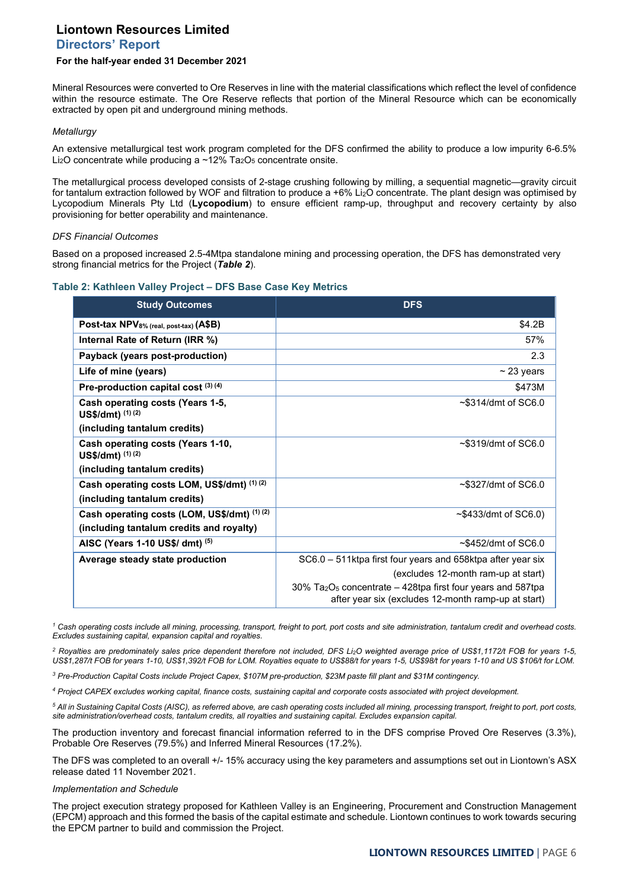Mineral Resources were converted to Ore Reserves in line with the material classifications which reflect the level of confidence within the resource estimate. The Ore Reserve reflects that portion of the Mineral Resource which can be economically extracted by open pit and underground mining methods.

*Metallurgy*

An extensive metallurgical test work program completed for the DFS confirmed the ability to produce a low impurity 6-6.5% $Li_2O$ concentrate while producing a ~12% $Ta_2O_5$ concentrate onsite.

The metallurgical process developed consists of 2-stage crushing following by milling, a sequential magnetic—gravity circuit for tantalum extraction followed by WOF and filtration to produce a +6% $Li_2O$ concentrate. The plant design was optimised by Lycopodium Minerals Pty Ltd (**Lycopodium**) to ensure efficient ramp-up, throughput and recovery certainty by also provisioning for better operability and maintenance.

*DFS Financial Outcomes*

Based on a proposed increased 2.5-4Mtpa standalone mining and processing operation, the DFS has demonstrated very strong financial metrics for the Project (***Table 2***).

### Table 2: Kathleen Valley Project – DFS Base Case Key Metrics

| Study Outcomes | DFS |
|---|---|
| **Post-tax $NPV_{8\%\ (real,\ post\text{-}tax)}$ (A$B)** | $4.2B |
| **Internal Rate of Return (IRR %)** | 57% |
| **Payback (years post-production)** | 2.3 |
| **Life of mine (years)** | ~ 23 years |
| **Pre-production capital cost [(3) (4)]** | $473M |
| **Cash operating costs (Years 1-5, US$/dmt) [(1) (2)] (including tantalum credits)** | ~$314/dmt of SC6.0 |
| **Cash operating costs (Years 1-10, US$/dmt) [(1) (2)] (including tantalum credits)** | ~$319/dmt of SC6.0 |
| **Cash operating costs LOM, US$/dmt) [(1) (2)] (including tantalum credits)** | ~$327/dmt of SC6.0 |
| **Cash operating costs (LOM, US$/dmt) [(1) (2)] (including tantalum credits and royalty)** | ~$433/dmt of SC6.0) |
| **AISC (Years 1-10 US$/ dmt) [(5)]** | ~$452/dmt of SC6.0 |
| **Average steady state production** | SC6.0 – 511ktpa first four years and 658ktpa after year six (excludes 12-month ramp-up at start)<br>30% $Ta_2O_5$ concentrate – 428tpa first four years and 587tpa after year six (excludes 12-month ramp-up at start) |

*[1] Cash operating costs include all mining, processing, transport, freight to port, port costs and site administration, tantalum credit and overhead costs. Excludes sustaining capital, expansion capital and royalties.*

*[2] Royalties are predominately sales price dependent therefore not included, DFS $Li_2O$ weighted average price of US$1,1172/t FOB for years 1-5, US$1,287/t FOB for years 1-10, US$1,392/t FOB for LOM. Royalties equate to US$88/t for years 1-5, US$98/t for years 1-10 and US $106/t for LOM.*

*[3] Pre-Production Capital Costs include Project Capex, $107M pre-production, $23M paste fill plant and $31M contingency.*

*[4] Project CAPEX excludes working capital, finance costs, sustaining capital and corporate costs associated with project development.*

*[5] All in Sustaining Capital Costs (AISC), as referred above, are cash operating costs included all mining, processing transport, freight to port, port costs, site administration/overhead costs, tantalum credits, all royalties and sustaining capital. Excludes expansion capital.*

The production inventory and forecast financial information referred to in the DFS comprise Proved Ore Reserves (3.3%), Probable Ore Reserves (79.5%) and Inferred Mineral Resources (17.2%).

The DFS was completed to an overall +/- 15% accuracy using the key parameters and assumptions set out in Liontown's ASX release dated 11 November 2021.

*Implementation and Schedule*

The project execution strategy proposed for Kathleen Valley is an Engineering, Procurement and Construction Management (EPCM) approach and this formed the basis of the capital estimate and schedule. Liontown continues to work towards securing the EPCM partner to build and commission the Project.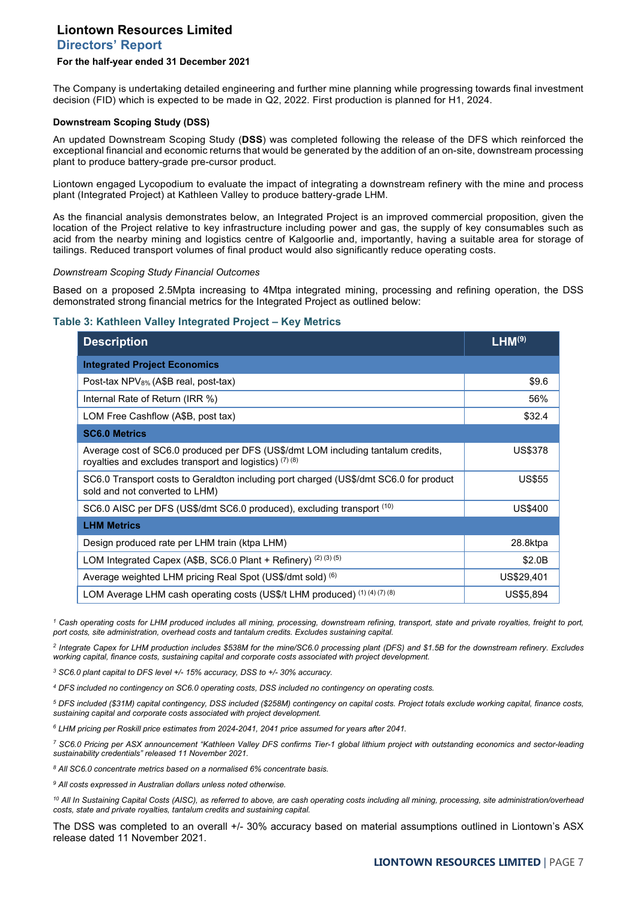The Company is undertaking detailed engineering and further mine planning while progressing towards final investment decision (FID) which is expected to be made in Q2, 2022. First production is planned for H1, 2024.

**Downstream Scoping Study (DSS)**

An updated Downstream Scoping Study (**DSS**) was completed following the release of the DFS which reinforced the exceptional financial and economic returns that would be generated by the addition of an on-site, downstream processing plant to produce battery-grade pre-cursor product.

Liontown engaged Lycopodium to evaluate the impact of integrating a downstream refinery with the mine and process plant (Integrated Project) at Kathleen Valley to produce battery-grade LHM.

As the financial analysis demonstrates below, an Integrated Project is an improved commercial proposition, given the location of the Project relative to key infrastructure including power and gas, the supply of key consumables such as acid from the nearby mining and logistics centre of Kalgoorlie and, importantly, having a suitable area for storage of tailings. Reduced transport volumes of final product would also significantly reduce operating costs.

*Downstream Scoping Study Financial Outcomes*

Based on a proposed 2.5Mpta increasing to 4Mtpa integrated mining, processing and refining operation, the DSS demonstrated strong financial metrics for the Integrated Project as outlined below:

**Table 3: Kathleen Valley Integrated Project – Key Metrics**

| Description | LHM[9] |
|---|---|
| **Integrated Project Economics** | |
| Post-tax $NPV_{8\%}$ (A$B real, post-tax) | $9.6 |
| Internal Rate of Return (IRR %) | 56% |
| LOM Free Cashflow (A$B, post tax) | $32.4 |
| **SC6.0 Metrics** | |
| Average cost of SC6.0 produced per DFS (US$/dmt LOM including tantalum credits, royalties and excludes transport and logistics) [7] [8] | US$378 |
| SC6.0 Transport costs to Geraldton including port charged (US$/dmt SC6.0 for product sold and not converted to LHM) | US$55 |
| SC6.0 AISC per DFS (US$/dmt SC6.0 produced), excluding transport [10] | US$400 |
| **LHM Metrics** | |
| Design produced rate per LHM train (ktpa LHM) | 28.8ktpa |
| LOM Integrated Capex (A$B, SC6.0 Plant + Refinery) [2] [3] [5] | $2.0B |
| Average weighted LHM pricing Real Spot (US$/dmt sold) [6] | US$29,401 |
| LOM Average LHM cash operating costs (US$/t LHM produced) [1] [4] [7] [8] | US$5,894 |

*[1] Cash operating costs for LHM produced includes all mining, processing, downstream refining, transport, state and private royalties, freight to port, port costs, site administration, overhead costs and tantalum credits. Excludes sustaining capital.*

*[2] Integrate Capex for LHM production includes $538M for the mine/SC6.0 processing plant (DFS) and $1.5B for the downstream refinery. Excludes working capital, finance costs, sustaining capital and corporate costs associated with project development.*

*[3] SC6.0 plant capital to DFS level +/- 15% accuracy, DSS to +/- 30% accuracy.*

*[4] DFS included no contingency on SC6.0 operating costs, DSS included no contingency on operating costs.*

*[5] DFS included ($31M) capital contingency, DSS included ($258M) contingency on capital costs. Project totals exclude working capital, finance costs, sustaining capital and corporate costs associated with project development.*

*[6] LHM pricing per Roskill price estimates from 2024-2041, 2041 price assumed for years after 2041.*

*[7] SC6.0 Pricing per ASX announcement "Kathleen Valley DFS confirms Tier-1 global lithium project with outstanding economics and sector-leading sustainability credentials" released 11 November 2021.*

*[8] All SC6.0 concentrate metrics based on a normalised 6% concentrate basis.*

*[9] All costs expressed in Australian dollars unless noted otherwise.*

*[10] All In Sustaining Capital Costs (AISC), as referred to above, are cash operating costs including all mining, processing, site administration/overhead costs, state and private royalties, tantalum credits and sustaining capital.*

The DSS was completed to an overall +/- 30% accuracy based on material assumptions outlined in Liontown's ASX release dated 11 November 2021.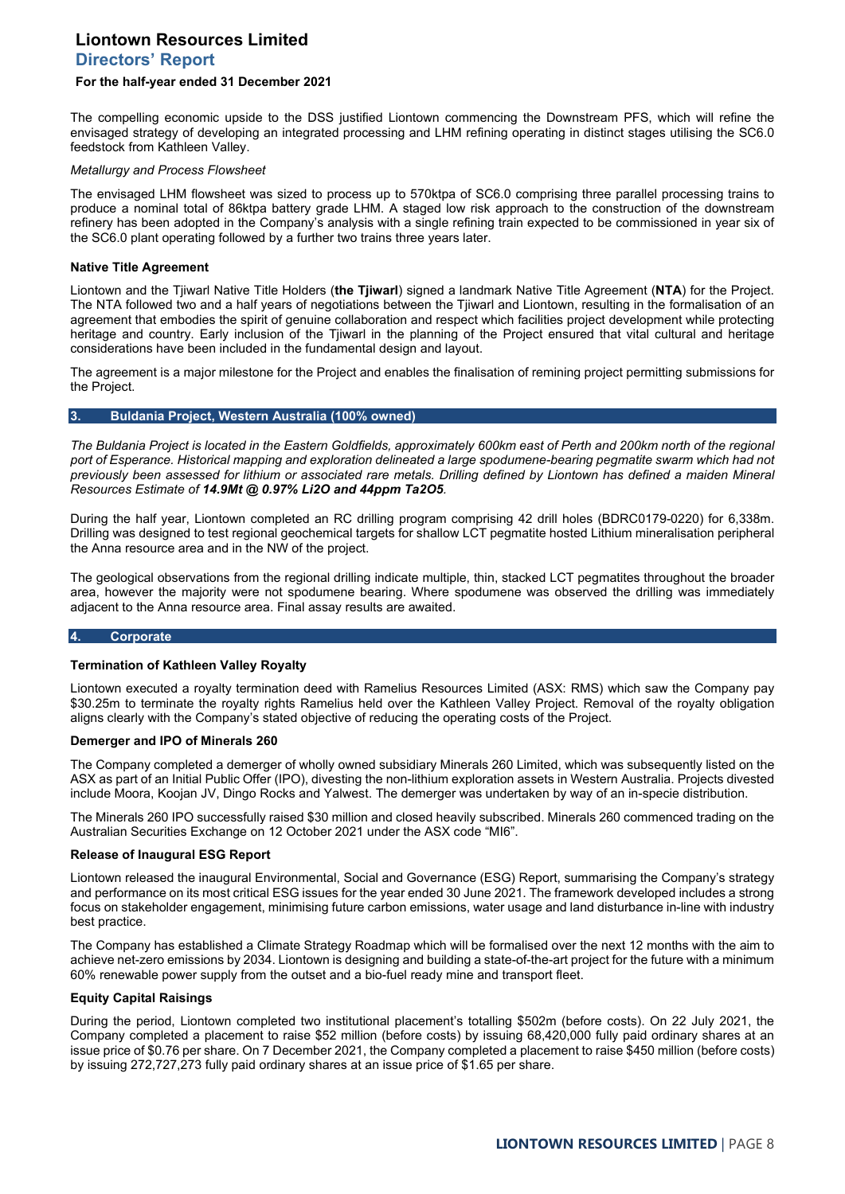The compelling economic upside to the DSS justified Liontown commencing the Downstream PFS, which will refine the envisaged strategy of developing an integrated processing and LHM refining operating in distinct stages utilising the SC6.0 feedstock from Kathleen Valley.

*Metallurgy and Process Flowsheet*

The envisaged LHM flowsheet was sized to process up to 570ktpa of SC6.0 comprising three parallel processing trains to produce a nominal total of 86ktpa battery grade LHM. A staged low risk approach to the construction of the downstream refinery has been adopted in the Company's analysis with a single refining train expected to be commissioned in year six of the SC6.0 plant operating followed by a further two trains three years later.

**Native Title Agreement**

Liontown and the Tjiwarl Native Title Holders (**the Tjiwarl**) signed a landmark Native Title Agreement (**NTA**) for the Project. The NTA followed two and a half years of negotiations between the Tjiwarl and Liontown, resulting in the formalisation of an agreement that embodies the spirit of genuine collaboration and respect which facilities project development while protecting heritage and country. Early inclusion of the Tjiwarl in the planning of the Project ensured that vital cultural and heritage considerations have been included in the fundamental design and layout.

The agreement is a major milestone for the Project and enables the finalisation of remining project permitting submissions for the Project.

## 3. Buldania Project, Western Australia (100% owned)

*The Buldania Project is located in the Eastern Goldfields, approximately 600km east of Perth and 200km north of the regional port of Esperance. Historical mapping and exploration delineated a large spodumene-bearing pegmatite swarm which had not previously been assessed for lithium or associated rare metals. Drilling defined by Liontown has defined a maiden Mineral Resources Estimate of **14.9Mt @ 0.97% Li2O and 44ppm Ta2O5**.*

During the half year, Liontown completed an RC drilling program comprising 42 drill holes (BDRC0179-0220) for 6,338m. Drilling was designed to test regional geochemical targets for shallow LCT pegmatite hosted Lithium mineralisation peripheral the Anna resource area and in the NW of the project.

The geological observations from the regional drilling indicate multiple, thin, stacked LCT pegmatites throughout the broader area, however the majority were not spodumene bearing. Where spodumene was observed the drilling was immediately adjacent to the Anna resource area. Final assay results are awaited.

## 4. Corporate

**Termination of Kathleen Valley Royalty**

Liontown executed a royalty termination deed with Ramelius Resources Limited (ASX: RMS) which saw the Company pay $30.25m to terminate the royalty rights Ramelius held over the Kathleen Valley Project. Removal of the royalty obligation aligns clearly with the Company's stated objective of reducing the operating costs of the Project.

**Demerger and IPO of Minerals 260**

The Company completed a demerger of wholly owned subsidiary Minerals 260 Limited, which was subsequently listed on the ASX as part of an Initial Public Offer (IPO), divesting the non-lithium exploration assets in Western Australia. Projects divested include Moora, Koojan JV, Dingo Rocks and Yalwest. The demerger was undertaken by way of an in-specie distribution.

The Minerals 260 IPO successfully raised $30 million and closed heavily subscribed. Minerals 260 commenced trading on the Australian Securities Exchange on 12 October 2021 under the ASX code "MI6".

**Release of Inaugural ESG Report**

Liontown released the inaugural Environmental, Social and Governance (ESG) Report, summarising the Company's strategy and performance on its most critical ESG issues for the year ended 30 June 2021. The framework developed includes a strong focus on stakeholder engagement, minimising future carbon emissions, water usage and land disturbance in-line with industry best practice.

The Company has established a Climate Strategy Roadmap which will be formalised over the next 12 months with the aim to achieve net-zero emissions by 2034. Liontown is designing and building a state-of-the-art project for the future with a minimum 60% renewable power supply from the outset and a bio-fuel ready mine and transport fleet.

**Equity Capital Raisings**

During the period, Liontown completed two institutional placement's totalling $502m (before costs). On 22 July 2021, the Company completed a placement to raise $52 million (before costs) by issuing 68,420,000 fully paid ordinary shares at an issue price of $0.76 per share. On 7 December 2021, the Company completed a placement to raise $450 million (before costs) by issuing 272,727,273 fully paid ordinary shares at an issue price of $1.65 per share.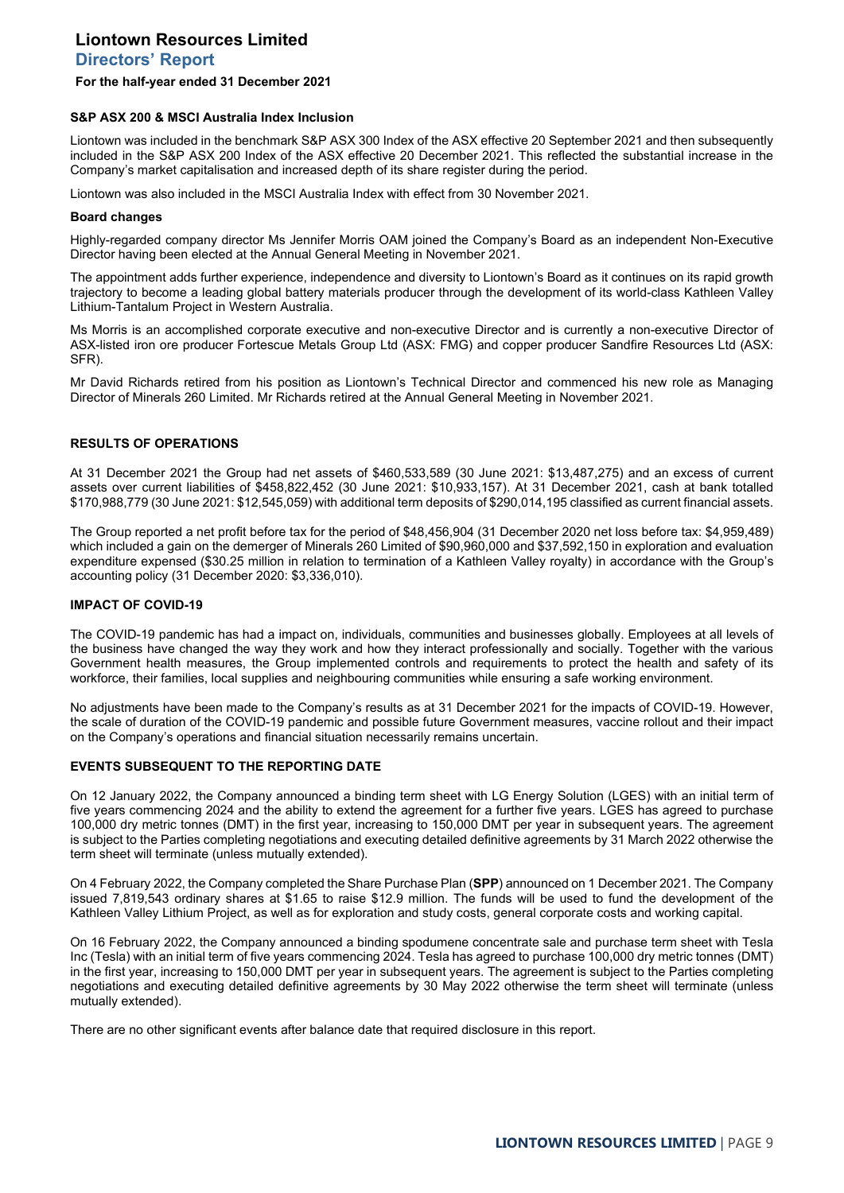#### S&P ASX 200 & MSCI Australia Index Inclusion

Liontown was included in the benchmark S&P ASX 300 Index of the ASX effective 20 September 2021 and then subsequently included in the S&P ASX 200 Index of the ASX effective 20 December 2021. This reflected the substantial increase in the Company's market capitalisation and increased depth of its share register during the period.

Liontown was also included in the MSCI Australia Index with effect from 30 November 2021.

#### Board changes

Highly-regarded company director Ms Jennifer Morris OAM joined the Company's Board as an independent Non-Executive Director having been elected at the Annual General Meeting in November 2021.

The appointment adds further experience, independence and diversity to Liontown's Board as it continues on its rapid growth trajectory to become a leading global battery materials producer through the development of its world-class Kathleen Valley Lithium-Tantalum Project in Western Australia.

Ms Morris is an accomplished corporate executive and non-executive Director and is currently a non-executive Director of ASX-listed iron ore producer Fortescue Metals Group Ltd (ASX: FMG) and copper producer Sandfire Resources Ltd (ASX: SFR).

Mr David Richards retired from his position as Liontown's Technical Director and commenced his new role as Managing Director of Minerals 260 Limited. Mr Richards retired at the Annual General Meeting in November 2021.

## RESULTS OF OPERATIONS

At 31 December 2021 the Group had net assets of $460,533,589 (30 June 2021: $13,487,275) and an excess of current assets over current liabilities of $458,822,452 (30 June 2021: $10,933,157). At 31 December 2021, cash at bank totalled $170,988,779 (30 June 2021: $12,545,059) with additional term deposits of $290,014,195 classified as current financial assets.

The Group reported a net profit before tax for the period of $48,456,904 (31 December 2020 net loss before tax: $4,959,489) which included a gain on the demerger of Minerals 260 Limited of $90,960,000 and $37,592,150 in exploration and evaluation expenditure expensed ($30.25 million in relation to termination of a Kathleen Valley royalty) in accordance with the Group's accounting policy (31 December 2020: $3,336,010).

## IMPACT OF COVID-19

The COVID-19 pandemic has had a impact on, individuals, communities and businesses globally. Employees at all levels of the business have changed the way they work and how they interact professionally and socially. Together with the various Government health measures, the Group implemented controls and requirements to protect the health and safety of its workforce, their families, local supplies and neighbouring communities while ensuring a safe working environment.

No adjustments have been made to the Company's results as at 31 December 2021 for the impacts of COVID-19. However, the scale of duration of the COVID-19 pandemic and possible future Government measures, vaccine rollout and their impact on the Company's operations and financial situation necessarily remains uncertain.

## EVENTS SUBSEQUENT TO THE REPORTING DATE

On 12 January 2022, the Company announced a binding term sheet with LG Energy Solution (LGES) with an initial term of five years commencing 2024 and the ability to extend the agreement for a further five years. LGES has agreed to purchase 100,000 dry metric tonnes (DMT) in the first year, increasing to 150,000 DMT per year in subsequent years. The agreement is subject to the Parties completing negotiations and executing detailed definitive agreements by 31 March 2022 otherwise the term sheet will terminate (unless mutually extended).

On 4 February 2022, the Company completed the Share Purchase Plan (**SPP**) announced on 1 December 2021. The Company issued 7,819,543 ordinary shares at $1.65 to raise $12.9 million. The funds will be used to fund the development of the Kathleen Valley Lithium Project, as well as for exploration and study costs, general corporate costs and working capital.

On 16 February 2022, the Company announced a binding spodumene concentrate sale and purchase term sheet with Tesla Inc (Tesla) with an initial term of five years commencing 2024. Tesla has agreed to purchase 100,000 dry metric tonnes (DMT) in the first year, increasing to 150,000 DMT per year in subsequent years. The agreement is subject to the Parties completing negotiations and executing detailed definitive agreements by 30 May 2022 otherwise the term sheet will terminate (unless mutually extended).

There are no other significant events after balance date that required disclosure in this report.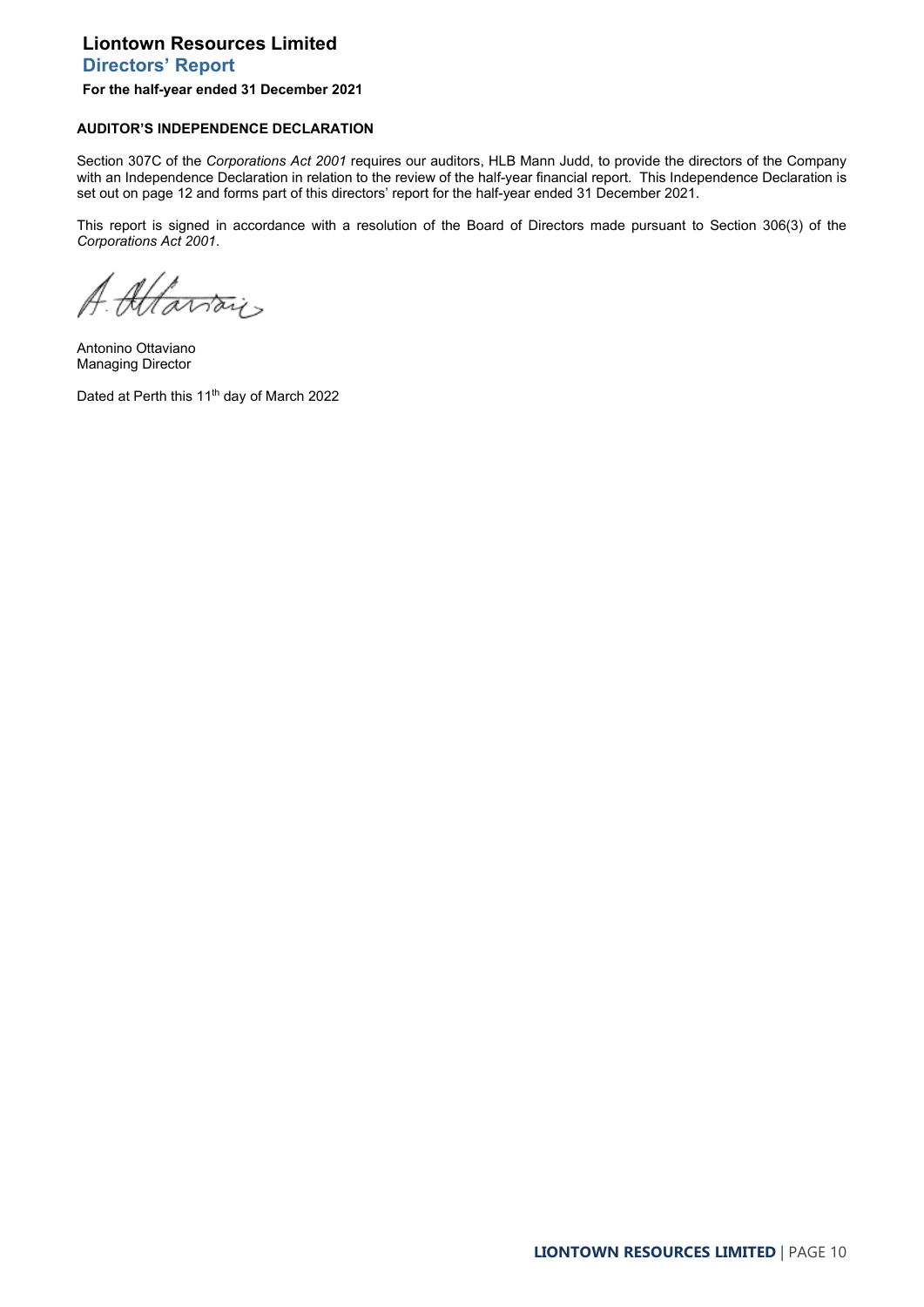# Liontown Resources Limited

## Directors' Report

**For the half-year ended 31 December 2021**

**AUDITOR'S INDEPENDENCE DECLARATION**

Section 307C of the *Corporations Act 2001* requires our auditors, HLB Mann Judd, to provide the directors of the Company with an Independence Declaration in relation to the review of the half-year financial report. This Independence Declaration is set out on page 12 and forms part of this directors' report for the half-year ended 31 December 2021.

This report is signed in accordance with a resolution of the Board of Directors made pursuant to Section 306(3) of the *Corporations Act 2001*.

Antonino Ottaviano
Managing Director

Dated at Perth this 11th day of March 2022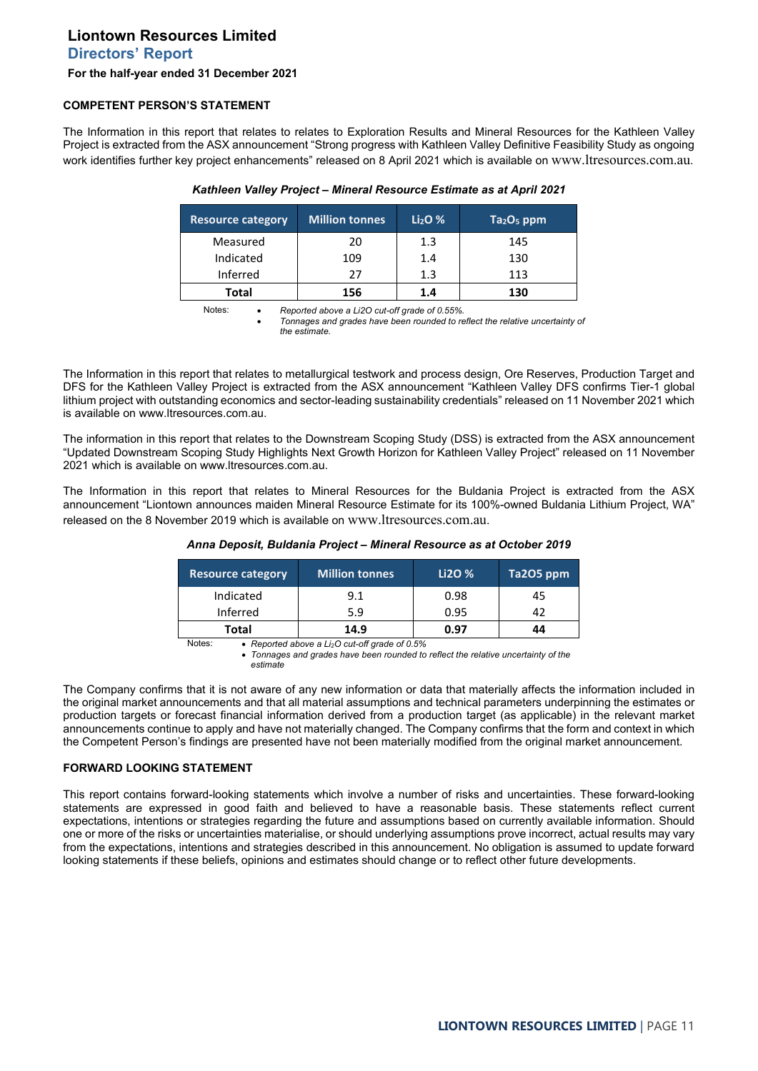# Liontown Resources Limited

## Directors' Report

**For the half-year ended 31 December 2021**

### COMPETENT PERSON'S STATEMENT

The Information in this report that relates to relates to Exploration Results and Mineral Resources for the Kathleen Valley Project is extracted from the ASX announcement "Strong progress with Kathleen Valley Definitive Feasibility Study as ongoing work identifies further key project enhancements" released on 8 April 2021 which is available on www.ltresources.com.au.

***Kathleen Valley Project – Mineral Resource Estimate as at April 2021***

| Resource category | Million tonnes | $Li_2O$ % | $Ta_2O_5$ ppm |
|---|---|---|---|
| Measured | 20 | 1.3 | 145 |
| Indicated | 109 | 1.4 | 130 |
| Inferred | 27 | 1.3 | 113 |
| **Total** | **156** | **1.4** | **130** |

Notes:
- *Reported above a $Li_2O$ cut-off grade of 0.55%.*
- *Tonnages and grades have been rounded to reflect the relative uncertainty of the estimate.*

The Information in this report that relates to metallurgical testwork and process design, Ore Reserves, Production Target and DFS for the Kathleen Valley Project is extracted from the ASX announcement "Kathleen Valley DFS confirms Tier-1 global lithium project with outstanding economics and sector-leading sustainability credentials" released on 11 November 2021 which is available on www.ltresources.com.au.

The information in this report that relates to the Downstream Scoping Study (DSS) is extracted from the ASX announcement "Updated Downstream Scoping Study Highlights Next Growth Horizon for Kathleen Valley Project" released on 11 November 2021 which is available on www.ltresources.com.au.

The Information in this report that relates to Mineral Resources for the Buldania Project is extracted from the ASX announcement "Liontown announces maiden Mineral Resource Estimate for its 100%-owned Buldania Lithium Project, WA" released on the 8 November 2019 which is available on www.ltresources.com.au.

***Anna Deposit, Buldania Project – Mineral Resource as at October 2019***

| Resource category | Million tonnes | $Li_2O$ % | $Ta_2O_5$ ppm |
|---|---|---|---|
| Indicated | 9.1 | 0.98 | 45 |
| Inferred | 5.9 | 0.95 | 42 |
| **Total** | **14.9** | **0.97** | **44** |

Notes:
- *Reported above a $Li_2O$ cut-off grade of 0.5%*
- *Tonnages and grades have been rounded to reflect the relative uncertainty of the estimate*

The Company confirms that it is not aware of any new information or data that materially affects the information included in the original market announcements and that all material assumptions and technical parameters underpinning the estimates or production targets or forecast financial information derived from a production target (as applicable) in the relevant market announcements continue to apply and have not materially changed. The Company confirms that the form and context in which the Competent Person's findings are presented have not been materially modified from the original market announcement.

### FORWARD LOOKING STATEMENT

This report contains forward-looking statements which involve a number of risks and uncertainties. These forward-looking statements are expressed in good faith and believed to have a reasonable basis. These statements reflect current expectations, intentions or strategies regarding the future and assumptions based on currently available information. Should one or more of the risks or uncertainties materialise, or should underlying assumptions prove incorrect, actual results may vary from the expectations, intentions and strategies described in this announcement. No obligation is assumed to update forward looking statements if these beliefs, opinions and estimates should change or to reflect other future developments.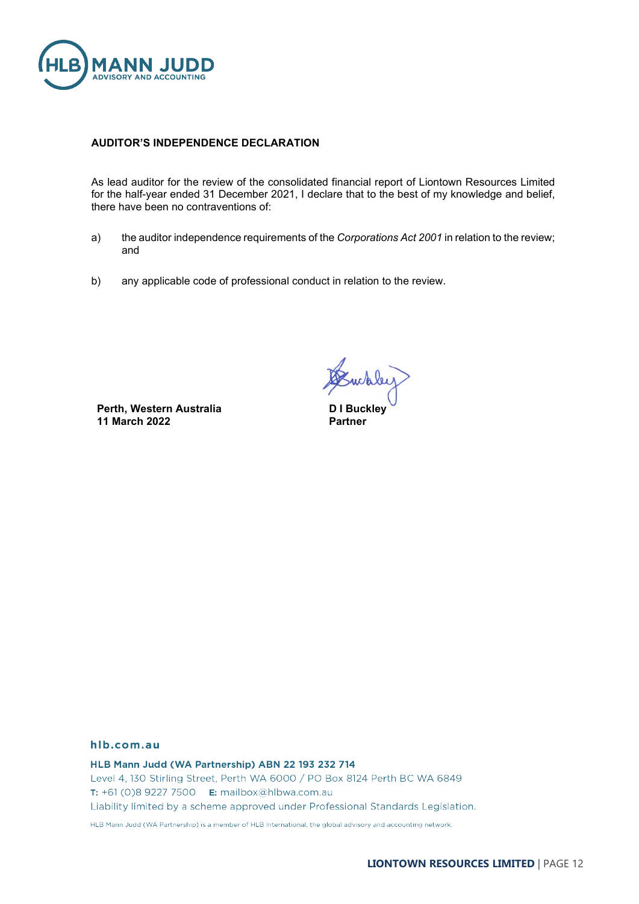**AUDITOR'S INDEPENDENCE DECLARATION**

As lead auditor for the review of the consolidated financial report of Liontown Resources Limited for the half-year ended 31 December 2021, I declare that to the best of my knowledge and belief, there have been no contraventions of:

a) the auditor independence requirements of the *Corporations Act 2001* in relation to the review; and

b) any applicable code of professional conduct in relation to the review.

**Perth, Western Australia**
**11 March 2022**

**D I Buckley**
**Partner**

hlb.com.au

HLB Mann Judd (WA Partnership) ABN 22 193 232 714
Level 4, 130 Stirling Street, Perth WA 6000 / PO Box 8124 Perth BC WA 6849
T: +61 (0)8 9227 7500 E: mailbox@hlbwa.com.au
Liability limited by a scheme approved under Professional Standards Legislation.

HLB Mann Judd (WA Partnership) is a member of HLB International, the global advisory and accounting network.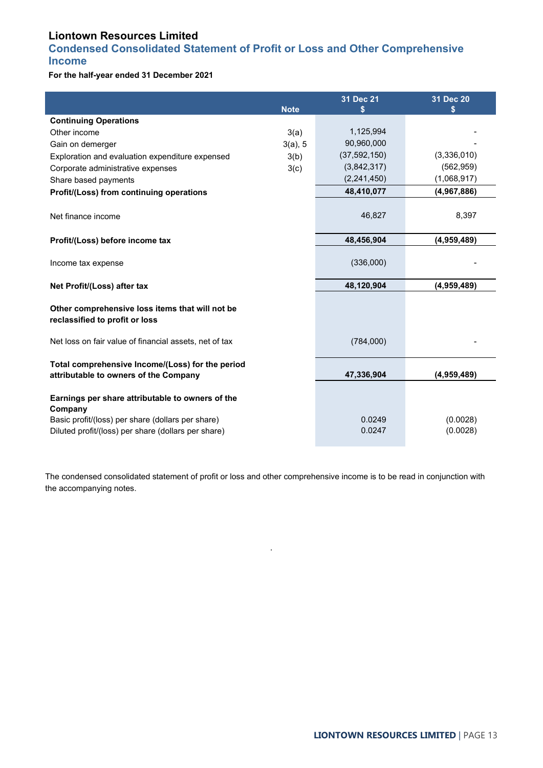# Liontown Resources Limited

## Condensed Consolidated Statement of Profit or Loss and Other Comprehensive Income

**For the half-year ended 31 December 2021**

| | Note | 31 Dec 21<br>$ | 31 Dec 20<br>$ |
|---|---|---|---|
| **Continuing Operations** | | | |
| Other income | 3(a) | 1,125,994 | - |
| Gain on demerger | 3(a), 5 | 90,960,000 | - |
| Exploration and evaluation expenditure expensed | 3(b) | (37,592,150) | (3,336,010) |
| Corporate administrative expenses | 3(c) | (3,842,317) | (562,959) |
| Share based payments | | (2,241,450) | (1,068,917) |
| **Profit/(Loss) from continuing operations** | | **48,410,077** | **(4,967,886)** |
| Net finance income | | 46,827 | 8,397 |
| **Profit/(Loss) before income tax** | | **48,456,904** | **(4,959,489)** |
| Income tax expense | | (336,000) | - |
| **Net Profit/(Loss) after tax** | | **48,120,904** | **(4,959,489)** |
| **Other comprehensive loss items that will not be reclassified to profit or loss** | | | |
| Net loss on fair value of financial assets, net of tax | | (784,000) | - |
| **Total comprehensive Income/(Loss) for the period attributable to owners of the Company** | | **47,336,904** | **(4,959,489)** |
| **Earnings per share attributable to owners of the Company** | | | |
| Basic profit/(loss) per share (dollars per share) | | 0.0249 | (0.0028) |
| Diluted profit/(loss) per share (dollars per share) | | 0.0247 | (0.0028) |

The condensed consolidated statement of profit or loss and other comprehensive income is to be read in conjunction with the accompanying notes.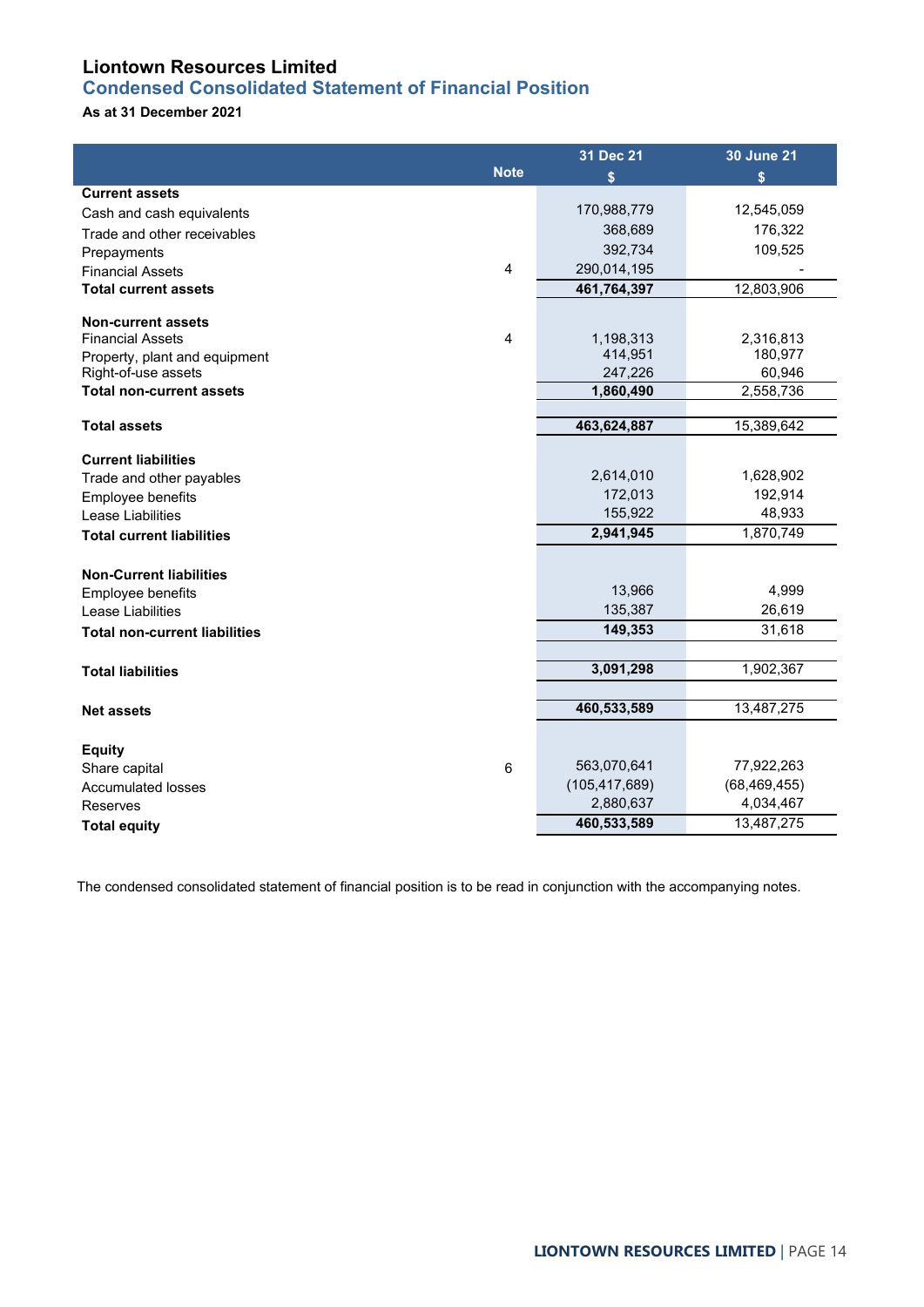# Liontown Resources Limited

## Condensed Consolidated Statement of Financial Position

**As at 31 December 2021**

| | Note | 31 Dec 21<br>$ | 30 June 21<br>$ |
|---|---|---|---|
| **Current assets** | | | |
| Cash and cash equivalents | | 170,988,779 | 12,545,059 |
| Trade and other receivables | | 368,689 | 176,322 |
| Prepayments | | 392,734 | 109,525 |
| Financial Assets | 4 | 290,014,195 | - |
| **Total current assets** | | **461,764,397** | 12,803,906 |
| | | | |
| **Non-current assets** | | | |
| Financial Assets | 4 | 1,198,313 | 2,316,813 |
| Property, plant and equipment | | 414,951 | 180,977 |
| Right-of-use assets | | 247,226 | 60,946 |
| **Total non-current assets** | | **1,860,490** | 2,558,736 |
| | | | |
| **Total assets** | | **463,624,887** | 15,389,642 |
| | | | |
| **Current liabilities** | | | |
| Trade and other payables | | 2,614,010 | 1,628,902 |
| Employee benefits | | 172,013 | 192,914 |
| Lease Liabilities | | 155,922 | 48,933 |
| **Total current liabilities** | | **2,941,945** | 1,870,749 |
| | | | |
| **Non-Current liabilities** | | | |
| Employee benefits | | 13,966 | 4,999 |
| Lease Liabilities | | 135,387 | 26,619 |
| **Total non-current liabilities** | | **149,353** | 31,618 |
| | | | |
| **Total liabilities** | | **3,091,298** | 1,902,367 |
| | | | |
| **Net assets** | | **460,533,589** | 13,487,275 |
| | | | |
| **Equity** | | | |
| Share capital | 6 | 563,070,641 | 77,922,263 |
| Accumulated losses | | (105,417,689) | (68,469,455) |
| Reserves | | 2,880,637 | 4,034,467 |
| **Total equity** | | **460,533,589** | 13,487,275 |

The condensed consolidated statement of financial position is to be read in conjunction with the accompanying notes.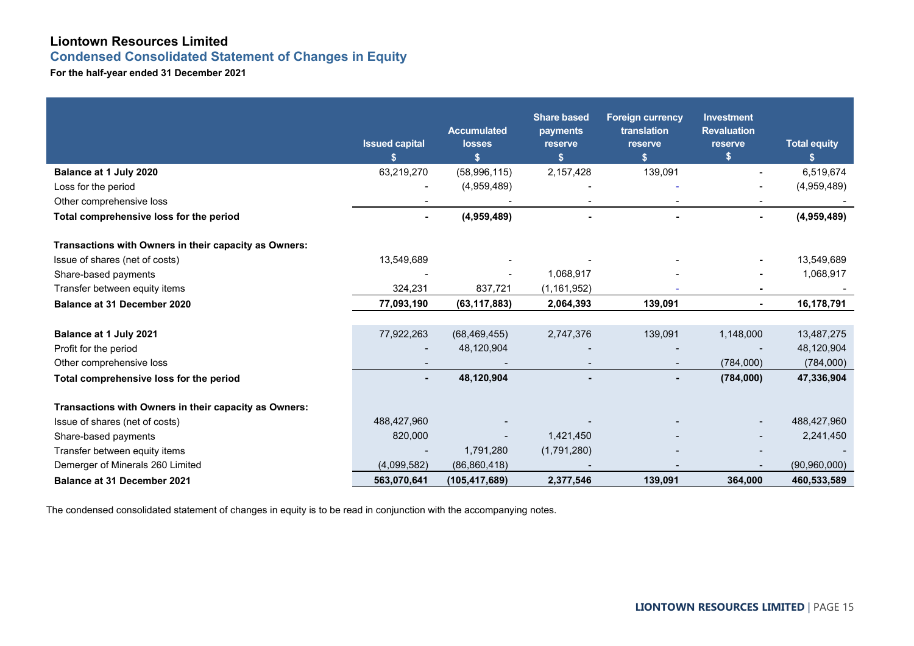# Liontown Resources Limited

## Condensed Consolidated Statement of Changes in Equity

**For the half-year ended 31 December 2021**

| | Issued capital $ | Accumulated losses $ | Share based payments reserve $ | Foreign currency translation reserve $ | Investment Revaluation reserve $ | Total equity $ |
|---|---|---|---|---|---|---|
| **Balance at 1 July 2020** | 63,219,270 | (58,996,115) | 2,157,428 | 139,091 | - | 6,519,674 |
| Loss for the period | - | (4,959,489) | - | - | - | (4,959,489) |
| Other comprehensive loss | - | - | - | - | - | - |
| **Total comprehensive loss for the period** | **-** | **(4,959,489)** | **-** | **-** | **-** | **(4,959,489)** |
| | | | | | | |
| **Transactions with Owners in their capacity as Owners:** | | | | | | |
| Issue of shares (net of costs) | 13,549,689 | - | - | - | - | 13,549,689 |
| Share-based payments | - | - | 1,068,917 | - | - | 1,068,917 |
| Transfer between equity items | 324,231 | 837,721 | (1,161,952) | - | - | - |
| **Balance at 31 December 2020** | **77,093,190** | **(63,117,883)** | **2,064,393** | **139,091** | **-** | **16,178,791** |
| | | | | | | |
| **Balance at 1 July 2021** | 77,922,263 | (68,469,455) | 2,747,376 | 139,091 | 1,148,000 | 13,487,275 |
| Profit for the period | - | 48,120,904 | - | - | - | 48,120,904 |
| Other comprehensive loss | - | - | - | - | (784,000) | (784,000) |
| **Total comprehensive loss for the period** | **-** | **48,120,904** | **-** | **-** | **(784,000)** | **47,336,904** |
| | | | | | | |
| **Transactions with Owners in their capacity as Owners:** | | | | | | |
| Issue of shares (net of costs) | 488,427,960 | - | - | - | - | 488,427,960 |
| Share-based payments | 820,000 | - | 1,421,450 | - | - | 2,241,450 |
| Transfer between equity items | - | 1,791,280 | (1,791,280) | - | - | - |
| Demerger of Minerals 260 Limited | (4,099,582) | (86,860,418) | - | - | - | (90,960,000) |
| **Balance at 31 December 2021** | **563,070,641** | **(105,417,689)** | **2,377,546** | **139,091** | **364,000** | **460,533,589** |

The condensed consolidated statement of changes in equity is to be read in conjunction with the accompanying notes.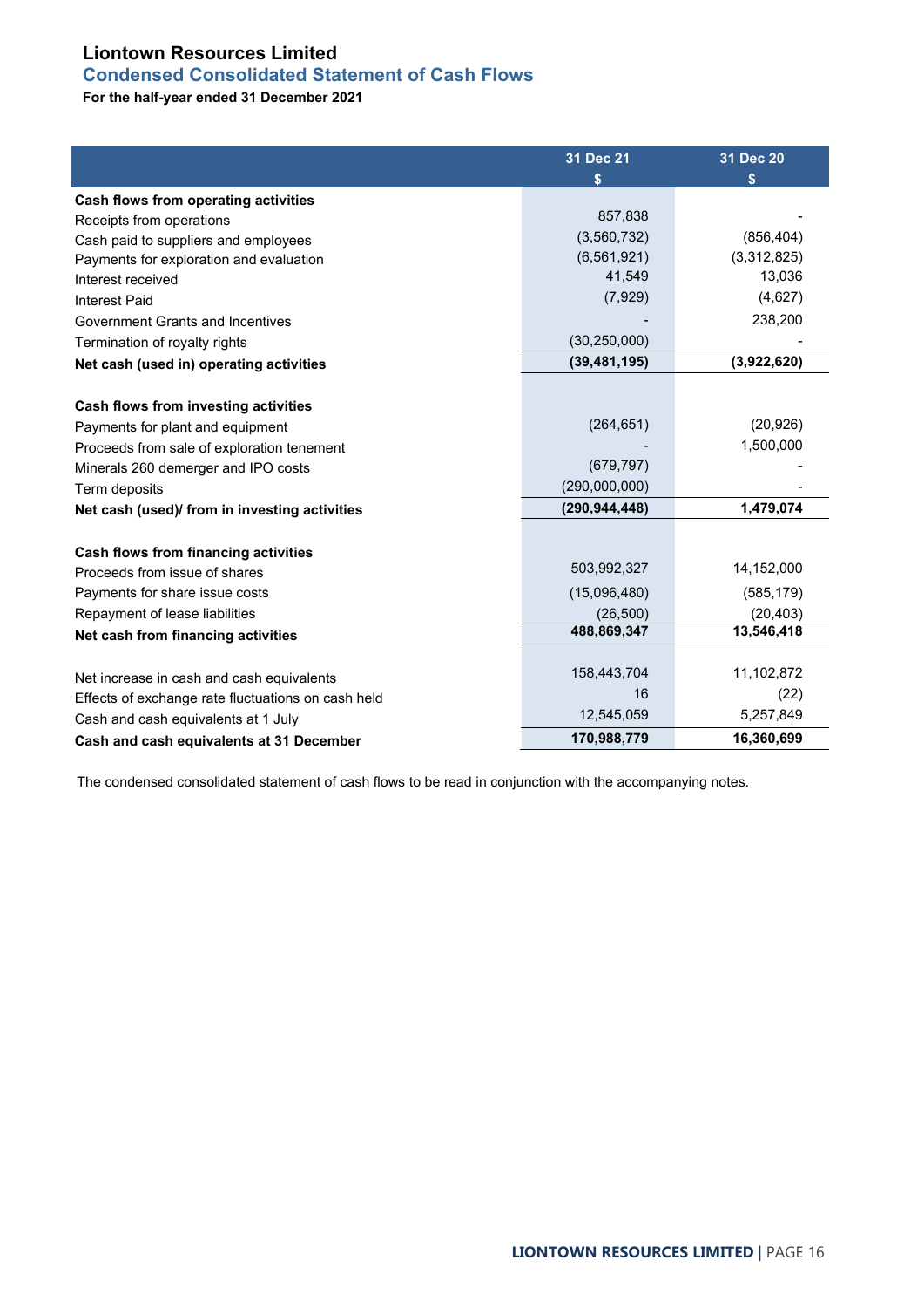# Liontown Resources Limited

## Condensed Consolidated Statement of Cash Flows

**For the half-year ended 31 December 2021**

| | 31 Dec 21 $ | 31 Dec 20 $ |
|---|---|---|
| **Cash flows from operating activities** | | |
| Receipts from operations | 857,838 | - |
| Cash paid to suppliers and employees | (3,560,732) | (856,404) |
| Payments for exploration and evaluation | (6,561,921) | (3,312,825) |
| Interest received | 41,549 | 13,036 |
| Interest Paid | (7,929) | (4,627) |
| Government Grants and Incentives | - | 238,200 |
| Termination of royalty rights | (30,250,000) | - |
| **Net cash (used in) operating activities** | **(39,481,195)** | **(3,922,620)** |
| | | |
| **Cash flows from investing activities** | | |
| Payments for plant and equipment | (264,651) | (20,926) |
| Proceeds from sale of exploration tenement | - | 1,500,000 |
| Minerals 260 demerger and IPO costs | (679,797) | - |
| Term deposits | (290,000,000) | - |
| **Net cash (used)/ from in investing activities** | **(290,944,448)** | **1,479,074** |
| | | |
| **Cash flows from financing activities** | | |
| Proceeds from issue of shares | 503,992,327 | 14,152,000 |
| Payments for share issue costs | (15,096,480) | (585,179) |
| Repayment of lease liabilities | (26,500) | (20,403) |
| **Net cash from financing activities** | **488,869,347** | **13,546,418** |
| | | |
| Net increase in cash and cash equivalents | 158,443,704 | 11,102,872 |
| Effects of exchange rate fluctuations on cash held | 16 | (22) |
| Cash and cash equivalents at 1 July | 12,545,059 | 5,257,849 |
| **Cash and cash equivalents at 31 December** | **170,988,779** | **16,360,699** |

The condensed consolidated statement of cash flows to be read in conjunction with the accompanying notes.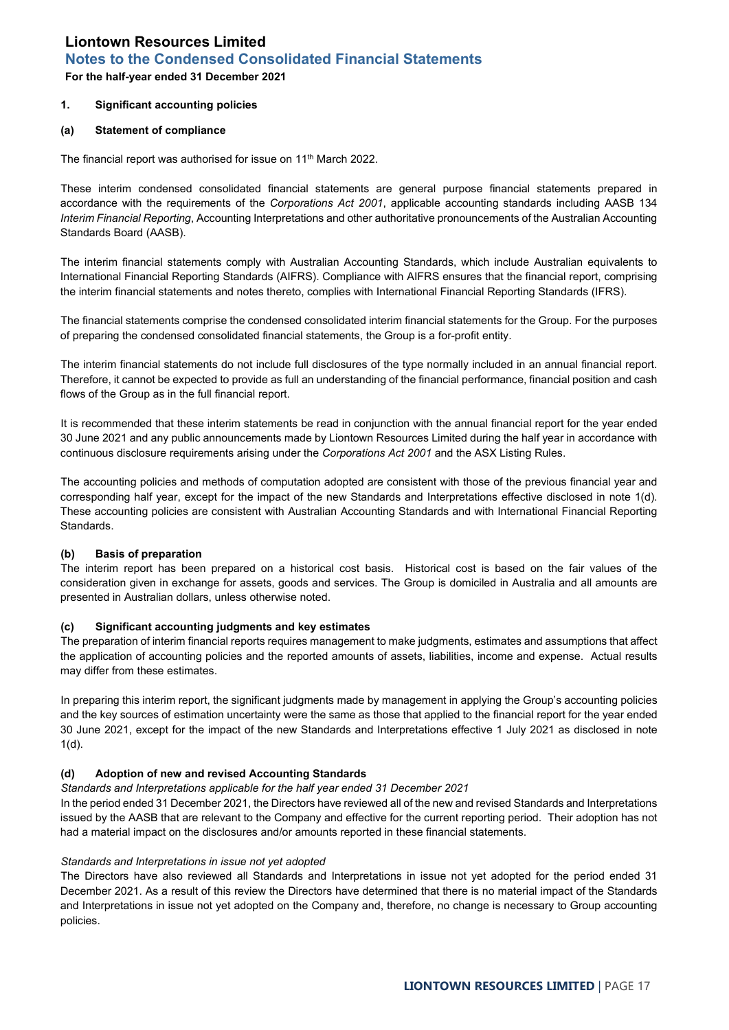# Liontown Resources Limited

## Notes to the Condensed Consolidated Financial Statements

**For the half-year ended 31 December 2021**

### 1. Significant accounting policies

#### (a) Statement of compliance

The financial report was authorised for issue on 11th March 2022.

These interim condensed consolidated financial statements are general purpose financial statements prepared in accordance with the requirements of the *Corporations Act 2001*, applicable accounting standards including AASB 134 *Interim Financial Reporting*, Accounting Interpretations and other authoritative pronouncements of the Australian Accounting Standards Board (AASB).

The interim financial statements comply with Australian Accounting Standards, which include Australian equivalents to International Financial Reporting Standards (AIFRS). Compliance with AIFRS ensures that the financial report, comprising the interim financial statements and notes thereto, complies with International Financial Reporting Standards (IFRS).

The financial statements comprise the condensed consolidated interim financial statements for the Group. For the purposes of preparing the condensed consolidated financial statements, the Group is a for-profit entity.

The interim financial statements do not include full disclosures of the type normally included in an annual financial report. Therefore, it cannot be expected to provide as full an understanding of the financial performance, financial position and cash flows of the Group as in the full financial report.

It is recommended that these interim statements be read in conjunction with the annual financial report for the year ended 30 June 2021 and any public announcements made by Liontown Resources Limited during the half year in accordance with continuous disclosure requirements arising under the *Corporations Act 2001* and the ASX Listing Rules.

The accounting policies and methods of computation adopted are consistent with those of the previous financial year and corresponding half year, except for the impact of the new Standards and Interpretations effective disclosed in note 1(d). These accounting policies are consistent with Australian Accounting Standards and with International Financial Reporting Standards.

#### (b) Basis of preparation

The interim report has been prepared on a historical cost basis. Historical cost is based on the fair values of the consideration given in exchange for assets, goods and services. The Group is domiciled in Australia and all amounts are presented in Australian dollars, unless otherwise noted.

#### (c) Significant accounting judgments and key estimates

The preparation of interim financial reports requires management to make judgments, estimates and assumptions that affect the application of accounting policies and the reported amounts of assets, liabilities, income and expense. Actual results may differ from these estimates.

In preparing this interim report, the significant judgments made by management in applying the Group's accounting policies and the key sources of estimation uncertainty were the same as those that applied to the financial report for the year ended 30 June 2021, except for the impact of the new Standards and Interpretations effective 1 July 2021 as disclosed in note 1(d).

#### (d) Adoption of new and revised Accounting Standards

*Standards and Interpretations applicable for the half year ended 31 December 2021*

In the period ended 31 December 2021, the Directors have reviewed all of the new and revised Standards and Interpretations issued by the AASB that are relevant to the Company and effective for the current reporting period. Their adoption has not had a material impact on the disclosures and/or amounts reported in these financial statements.

*Standards and Interpretations in issue not yet adopted*

The Directors have also reviewed all Standards and Interpretations in issue not yet adopted for the period ended 31 December 2021. As a result of this review the Directors have determined that there is no material impact of the Standards and Interpretations in issue not yet adopted on the Company and, therefore, no change is necessary to Group accounting policies.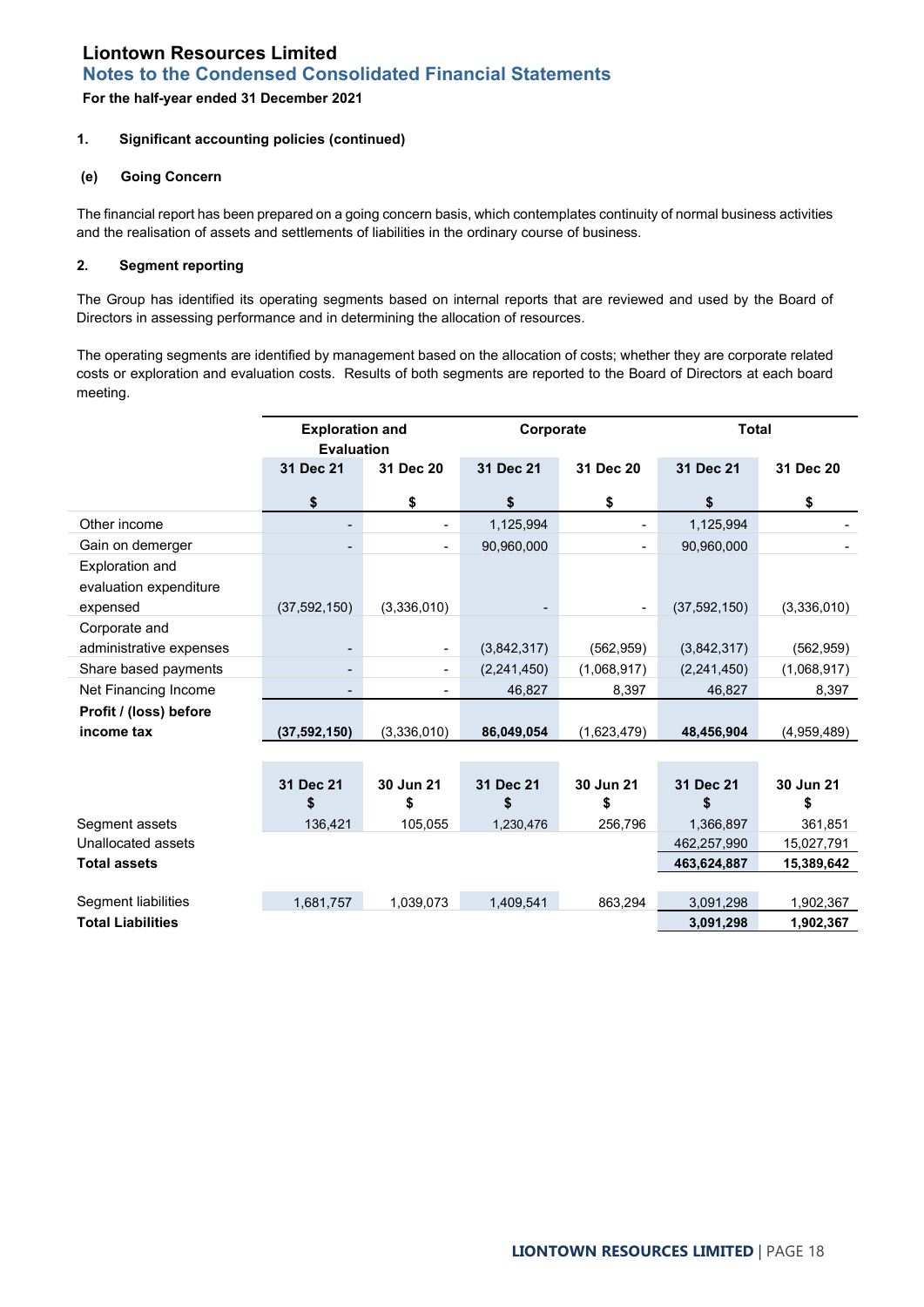# Liontown Resources Limited

## Notes to the Condensed Consolidated Financial Statements

**For the half-year ended 31 December 2021**

**1. Significant accounting policies (continued)**

**(e) Going Concern**

The financial report has been prepared on a going concern basis, which contemplates continuity of normal business activities and the realisation of assets and settlements of liabilities in the ordinary course of business.

**2. Segment reporting**

The Group has identified its operating segments based on internal reports that are reviewed and used by the Board of Directors in assessing performance and in determining the allocation of resources.

The operating segments are identified by management based on the allocation of costs; whether they are corporate related costs or exploration and evaluation costs. Results of both segments are reported to the Board of Directors at each board meeting.

| | Exploration and Evaluation | | Corporate | | Total | |
|---|---|---|---|---|---|---|
| | 31 Dec 21 | 31 Dec 20 | 31 Dec 21 | 31 Dec 20 | 31 Dec 21 | 31 Dec 20 |
| | $ | $ | $ | $ | $ | $ |
| Other income | - | - | 1,125,994 | - | 1,125,994 | - |
| Gain on demerger | - | - | 90,960,000 | - | 90,960,000 | - |
| Exploration and evaluation expenditure expensed | (37,592,150) | (3,336,010) | - | - | (37,592,150) | (3,336,010) |
| Corporate and administrative expenses | - | - | (3,842,317) | (562,959) | (3,842,317) | (562,959) |
| Share based payments | - | - | (2,241,450) | (1,068,917) | (2,241,450) | (1,068,917) |
| Net Financing Income | - | - | 46,827 | 8,397 | 46,827 | 8,397 |
| **Profit / (loss) before income tax** | **(37,592,150)** | (3,336,010) | **86,049,054** | (1,623,479) | **48,456,904** | (4,959,489) |

| | 31 Dec 21 $ | 30 Jun 21 $ | 31 Dec 21 $ | 30 Jun 21 $ | 31 Dec 21 $ | 30 Jun 21 $ |
|---|---|---|---|---|---|---|
| Segment assets | 136,421 | 105,055 | 1,230,476 | 256,796 | 1,366,897 | 361,851 |
| Unallocated assets | | | | | 462,257,990 | 15,027,791 |
| **Total assets** | | | | | **463,624,887** | **15,389,642** |
| | | | | | | |
| Segment liabilities | 1,681,757 | 1,039,073 | 1,409,541 | 863,294 | 3,091,298 | 1,902,367 |
| **Total Liabilities** | | | | | **3,091,298** | **1,902,367** |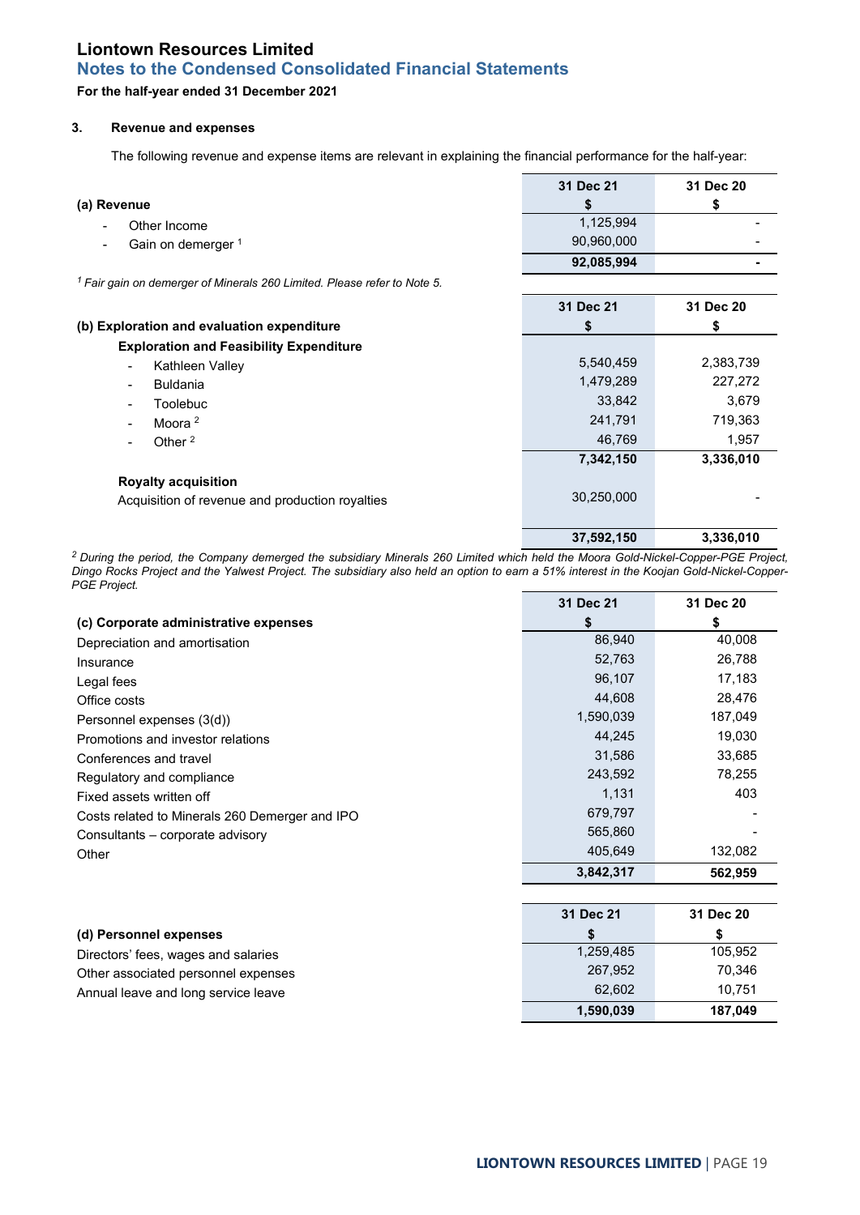# Liontown Resources Limited

## Notes to the Condensed Consolidated Financial Statements

**For the half-year ended 31 December 2021**

### 3. Revenue and expenses

The following revenue and expense items are relevant in explaining the financial performance for the half-year:

| **(a) Revenue** | **31 Dec 21 $** | **31 Dec 20 $** |
|---|---|---|
| - Other Income | 1,125,994 | - |
| - Gain on demerger [1] | 90,960,000 | - |
| | **92,085,994** | **-** |

*[1] Fair gain on demerger of Minerals 260 Limited. Please refer to Note 5.*

| **(b) Exploration and evaluation expenditure** | **31 Dec 21 $** | **31 Dec 20 $** |
|---|---|---|
| **Exploration and Feasibility Expenditure** | | |
| - Kathleen Valley | 5,540,459 | 2,383,739 |
| - Buldania | 1,479,289 | 227,272 |
| - Toolebuc | 33,842 | 3,679 |
| - Moora [2] | 241,791 | 719,363 |
| - Other [2] | 46,769 | 1,957 |
| | **7,342,150** | **3,336,010** |
| **Royalty acquisition** | | |
| Acquisition of revenue and production royalties | 30,250,000 | - |
| | **37,592,150** | **3,336,010** |

*[2] During the period, the Company demerged the subsidiary Minerals 260 Limited which held the Moora Gold-Nickel-Copper-PGE Project, Dingo Rocks Project and the Yalwest Project. The subsidiary also held an option to earn a 51% interest in the Koojan Gold-Nickel-Copper-PGE Project.*

| **(c) Corporate administrative expenses** | **31 Dec 21 $** | **31 Dec 20 $** |
|---|---|---|
| Depreciation and amortisation | 86,940 | 40,008 |
| Insurance | 52,763 | 26,788 |
| Legal fees | 96,107 | 17,183 |
| Office costs | 44,608 | 28,476 |
| Personnel expenses (3(d)) | 1,590,039 | 187,049 |
| Promotions and investor relations | 44,245 | 19,030 |
| Conferences and travel | 31,586 | 33,685 |
| Regulatory and compliance | 243,592 | 78,255 |
| Fixed assets written off | 1,131 | 403 |
| Costs related to Minerals 260 Demerger and IPO | 679,797 | - |
| Consultants – corporate advisory | 565,860 | - |
| Other | 405,649 | 132,082 |
| | **3,842,317** | **562,959** |

| **(d) Personnel expenses** | **31 Dec 21 $** | **31 Dec 20 $** |
|---|---|---|
| Directors' fees, wages and salaries | 1,259,485 | 105,952 |
| Other associated personnel expenses | 267,952 | 70,346 |
| Annual leave and long service leave | 62,602 | 10,751 |
| | **1,590,039** | **187,049** |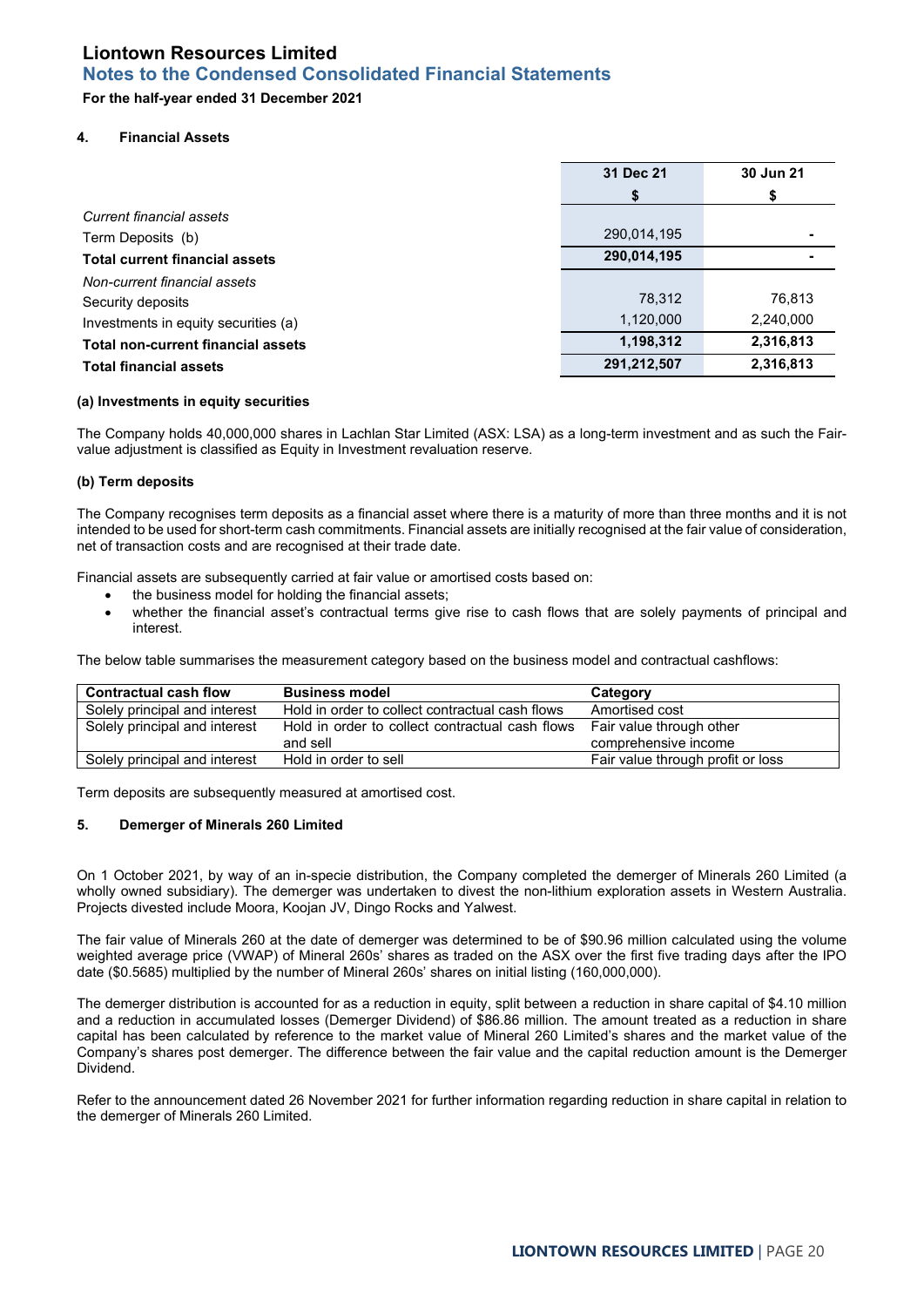# Liontown Resources Limited

## Notes to the Condensed Consolidated Financial Statements

**For the half-year ended 31 December 2021**

### 4. Financial Assets

| | 31 Dec 21 | 30 Jun 21 |
|---|---|---|
| | $ | $ |
| *Current financial assets* | | |
| Term Deposits (b) | 290,014,195 | - |
| **Total current financial assets** | **290,014,195** | **-** |
| *Non-current financial assets* | | |
| Security deposits | 78,312 | 76,813 |
| Investments in equity securities (a) | 1,120,000 | 2,240,000 |
| **Total non-current financial assets** | **1,198,312** | **2,316,813** |
| **Total financial assets** | **291,212,507** | **2,316,813** |

**(a) Investments in equity securities**

The Company holds 40,000,000 shares in Lachlan Star Limited (ASX: LSA) as a long-term investment and as such the Fair-value adjustment is classified as Equity in Investment revaluation reserve.

**(b) Term deposits**

The Company recognises term deposits as a financial asset where there is a maturity of more than three months and it is not intended to be used for short-term cash commitments. Financial assets are initially recognised at the fair value of consideration, net of transaction costs and are recognised at their trade date.

Financial assets are subsequently carried at fair value or amortised costs based on:

- the business model for holding the financial assets;
- whether the financial asset's contractual terms give rise to cash flows that are solely payments of principal and interest.

The below table summarises the measurement category based on the business model and contractual cashflows:

| Contractual cash flow | Business model | Category |
|---|---|---|
| Solely principal and interest | Hold in order to collect contractual cash flows | Amortised cost |
| Solely principal and interest | Hold in order to collect contractual cash flows and sell | Fair value through other comprehensive income |
| Solely principal and interest | Hold in order to sell | Fair value through profit or loss |

Term deposits are subsequently measured at amortised cost.

### 5. Demerger of Minerals 260 Limited

On 1 October 2021, by way of an in-specie distribution, the Company completed the demerger of Minerals 260 Limited (a wholly owned subsidiary). The demerger was undertaken to divest the non-lithium exploration assets in Western Australia. Projects divested include Moora, Koojan JV, Dingo Rocks and Yalwest.

The fair value of Minerals 260 at the date of demerger was determined to be of $90.96 million calculated using the volume weighted average price (VWAP) of Mineral 260s' shares as traded on the ASX over the first five trading days after the IPO date ($0.5685) multiplied by the number of Mineral 260s' shares on initial listing (160,000,000).

The demerger distribution is accounted for as a reduction in equity, split between a reduction in share capital of $4.10 million and a reduction in accumulated losses (Demerger Dividend) of $86.86 million. The amount treated as a reduction in share capital has been calculated by reference to the market value of Mineral 260 Limited's shares and the market value of the Company's shares post demerger. The difference between the fair value and the capital reduction amount is the Demerger Dividend.

Refer to the announcement dated 26 November 2021 for further information regarding reduction in share capital in relation to the demerger of Minerals 260 Limited.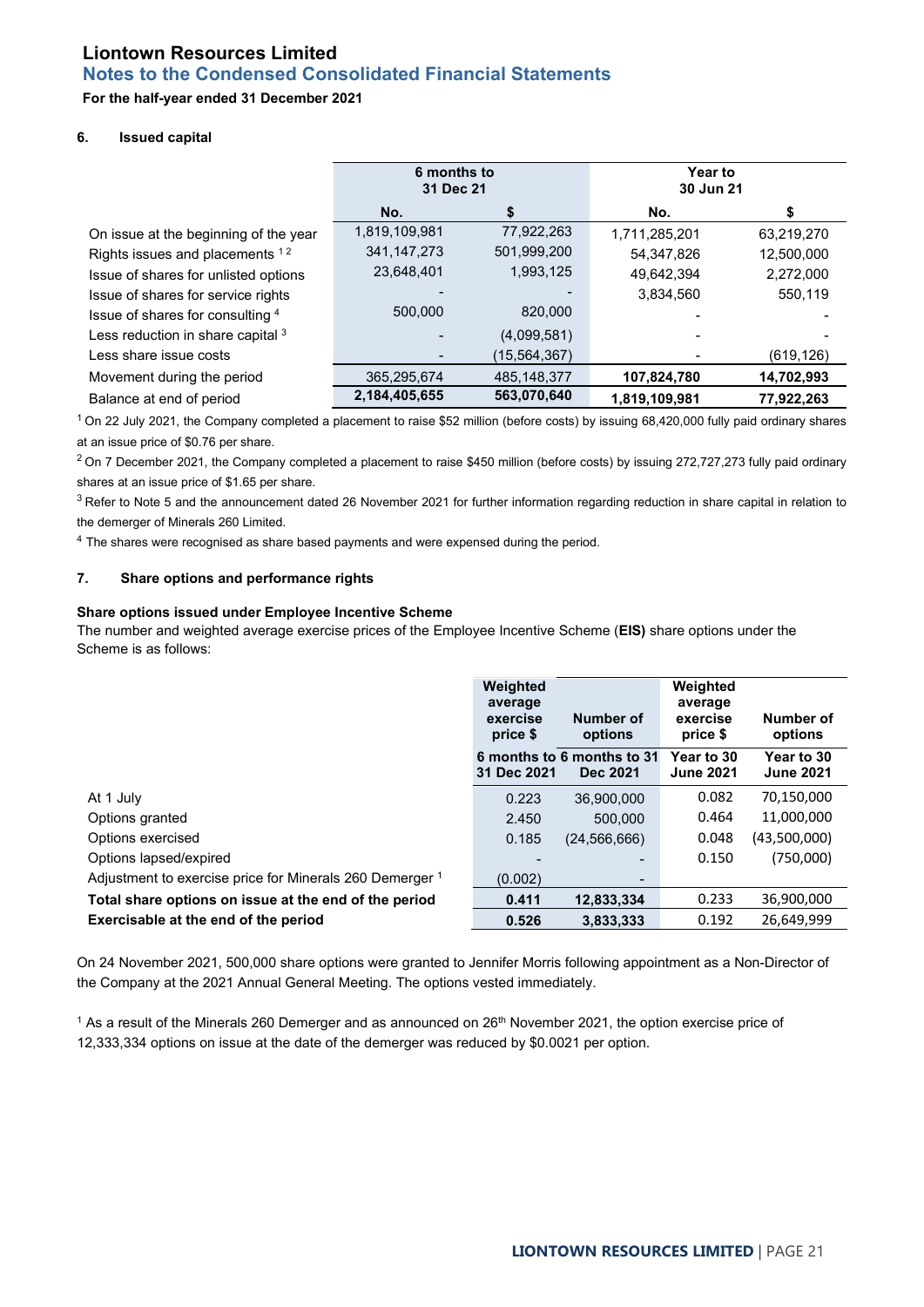**Liontown Resources Limited**

**Notes to the Condensed Consolidated Financial Statements**

**For the half-year ended 31 December 2021**

#### 6. Issued capital

| | 6 months to 31 Dec 21 | | Year to 30 Jun 21 | |
|---|---|---|---|---|
| | No. | $ | No. | $ |
| On issue at the beginning of the year | 1,819,109,981 | 77,922,263 | 1,711,285,201 | 63,219,270 |
| Rights issues and placements [1 2] | 341,147,273 | 501,999,200 | 54,347,826 | 12,500,000 |
| Issue of shares for unlisted options | 23,648,401 | 1,993,125 | 49,642,394 | 2,272,000 |
| Issue of shares for service rights | - | - | 3,834,560 | 550,119 |
| Issue of shares for consulting [4] | 500,000 | 820,000 | - | - |
| Less reduction in share capital [3] | - | (4,099,581) | - | - |
| Less share issue costs | - | (15,564,367) | - | (619,126) |
| Movement during the period | 365,295,674 | 485,148,377 | **107,824,780** | **14,702,993** |
| Balance at end of period | **2,184,405,655** | **563,070,640** | **1,819,109,981** | **77,922,263** |

[1] On 22 July 2021, the Company completed a placement to raise $52 million (before costs) by issuing 68,420,000 fully paid ordinary shares at an issue price of $0.76 per share.

[2] On 7 December 2021, the Company completed a placement to raise $450 million (before costs) by issuing 272,727,273 fully paid ordinary shares at an issue price of $1.65 per share.

[3] Refer to Note 5 and the announcement dated 26 November 2021 for further information regarding reduction in share capital in relation to the demerger of Minerals 260 Limited.

[4] The shares were recognised as share based payments and were expensed during the period.

#### 7. Share options and performance rights

**Share options issued under Employee Incentive Scheme**

The number and weighted average exercise prices of the Employee Incentive Scheme (**EIS)** share options under the Scheme is as follows:

| | Weighted average exercise price $ | Number of options | Weighted average exercise price $ | Number of options |
|---|---|---|---|---|
| | 6 months to 31 Dec 2021 | 6 months to 31 Dec 2021 | Year to 30 June 2021 | Year to 30 June 2021 |
| At 1 July | 0.223 | 36,900,000 | 0.082 | 70,150,000 |
| Options granted | 2.450 | 500,000 | 0.464 | 11,000,000 |
| Options exercised | 0.185 | (24,566,666) | 0.048 | (43,500,000) |
| Options lapsed/expired | - | - | 0.150 | (750,000) |
| Adjustment to exercise price for Minerals 260 Demerger [1] | (0.002) | - | | |
| **Total share options on issue at the end of the period** | **0.411** | **12,833,334** | 0.233 | 36,900,000 |
| **Exercisable at the end of the period** | **0.526** | **3,833,333** | 0.192 | 26,649,999 |

On 24 November 2021, 500,000 share options were granted to Jennifer Morris following appointment as a Non-Director of the Company at the 2021 Annual General Meeting. The options vested immediately.

[1] As a result of the Minerals 260 Demerger and as announced on 26th November 2021, the option exercise price of 12,333,334 options on issue at the date of the demerger was reduced by $0.0021 per option.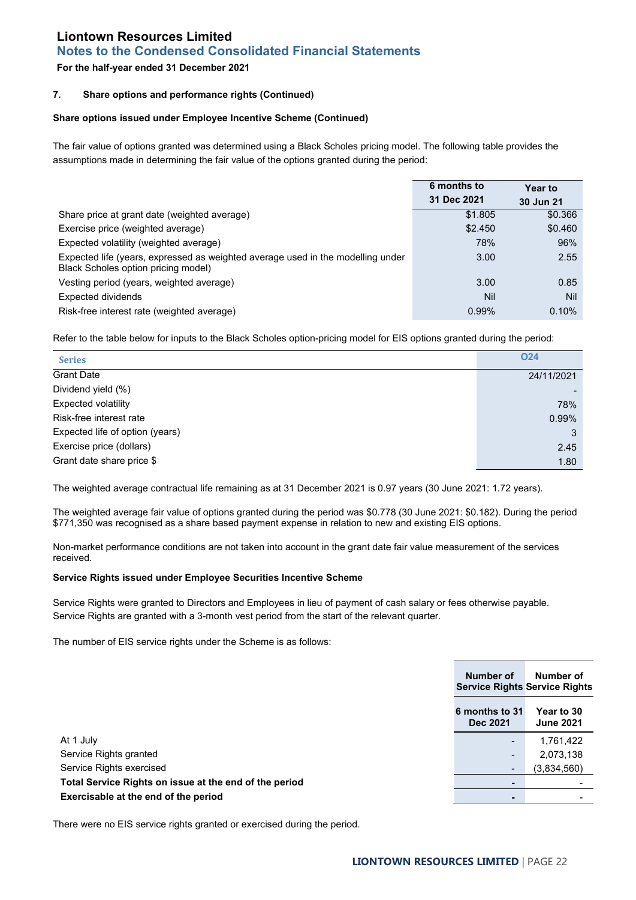### 7. Share options and performance rights (Continued)

**Share options issued under Employee Incentive Scheme (Continued)**

The fair value of options granted was determined using a Black Scholes pricing model. The following table provides the assumptions made in determining the fair value of the options granted during the period:

| | 6 months to 31 Dec 2021 | Year to 30 Jun 21 |
|---|---|---|
| Share price at grant date (weighted average) | $1.805 | $0.366 |
| Exercise price (weighted average) | $2.450 | $0.460 |
| Expected volatility (weighted average) | 78% | 96% |
| Expected life (years, expressed as weighted average used in the modelling under Black Scholes option pricing model) | 3.00 | 2.55 |
| Vesting period (years, weighted average) | 3.00 | 0.85 |
| Expected dividends | Nil | Nil |
| Risk-free interest rate (weighted average) | 0.99% | 0.10% |

Refer to the table below for inputs to the Black Scholes option-pricing model for EIS options granted during the period:

| Series | O24 |
|---|---|
| Grant Date | 24/11/2021 |
| Dividend yield (%) | - |
| Expected volatility | 78% |
| Risk-free interest rate | 0.99% |
| Expected life of option (years) | 3 |
| Exercise price (dollars) | 2.45 |
| Grant date share price $ | 1.80 |

The weighted average contractual life remaining as at 31 December 2021 is 0.97 years (30 June 2021: 1.72 years).

The weighted average fair value of options granted during the period was $0.778 (30 June 2021: $0.182). During the period $771,350 was recognised as a share based payment expense in relation to new and existing EIS options.

Non-market performance conditions are not taken into account in the grant date fair value measurement of the services received.

**Service Rights issued under Employee Securities Incentive Scheme**

Service Rights were granted to Directors and Employees in lieu of payment of cash salary or fees otherwise payable. Service Rights are granted with a 3-month vest period from the start of the relevant quarter.

The number of EIS service rights under the Scheme is as follows:

| | Number of Service Rights | Number of Service Rights |
|---|---|---|
| | 6 months to 31 Dec 2021 | Year to 30 June 2021 |
| At 1 July | - | 1,761,422 |
| Service Rights granted | - | 2,073,138 |
| Service Rights exercised | - | (3,834,560) |
| **Total Service Rights on issue at the end of the period** | **-** | - |
| **Exercisable at the end of the period** | **-** | - |

There were no EIS service rights granted or exercised during the period.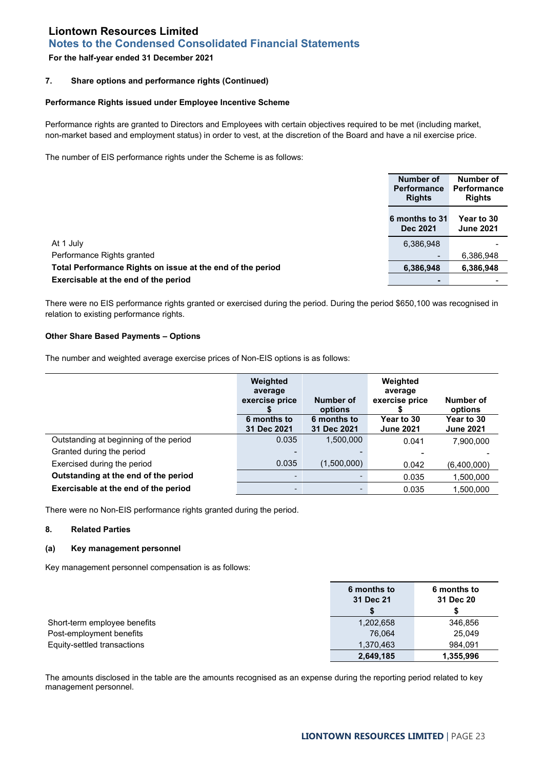# Liontown Resources Limited
## Notes to the Condensed Consolidated Financial Statements
**For the half-year ended 31 December 2021**

### 7. Share options and performance rights (Continued)

**Performance Rights issued under Employee Incentive Scheme**

Performance rights are granted to Directors and Employees with certain objectives required to be met (including market, non-market based and employment status) in order to vest, at the discretion of the Board and have a nil exercise price.

The number of EIS performance rights under the Scheme is as follows:

| | Number of Performance Rights | Number of Performance Rights |
|---|---|---|
| | 6 months to 31 Dec 2021 | Year to 30 June 2021 |
| At 1 July | 6,386,948 | - |
| Performance Rights granted | - | 6,386,948 |
| **Total Performance Rights on issue at the end of the period** | **6,386,948** | **6,386,948** |
| **Exercisable at the end of the period** | **-** | - |

There were no EIS performance rights granted or exercised during the period. During the period $650,100 was recognised in relation to existing performance rights.

**Other Share Based Payments – Options**

The number and weighted average exercise prices of Non-EIS options is as follows:

| | Weighted average exercise price $ | Number of options | Weighted average exercise price $ | Number of options |
|---|---|---|---|---|
| | 6 months to 31 Dec 2021 | 6 months to 31 Dec 2021 | Year to 30 June 2021 | Year to 30 June 2021 |
| Outstanding at beginning of the period | 0.035 | 1,500,000 | 0.041 | 7,900,000 |
| Granted during the period | - | - | - | - |
| Exercised during the period | 0.035 | (1,500,000) | 0.042 | (6,400,000) |
| **Outstanding at the end of the period** | - | - | 0.035 | 1,500,000 |
| **Exercisable at the end of the period** | - | - | 0.035 | 1,500,000 |

There were no Non-EIS performance rights granted during the period.

### 8. Related Parties

**(a) Key management personnel**

Key management personnel compensation is as follows:

| | 6 months to 31 Dec 21 $ | 6 months to 31 Dec 20 $ |
|---|---|---|
| Short-term employee benefits | 1,202,658 | 346,856 |
| Post-employment benefits | 76,064 | 25,049 |
| Equity-settled transactions | 1,370,463 | 984,091 |
| | **2,649,185** | **1,355,996** |

The amounts disclosed in the table are the amounts recognised as an expense during the reporting period related to key management personnel.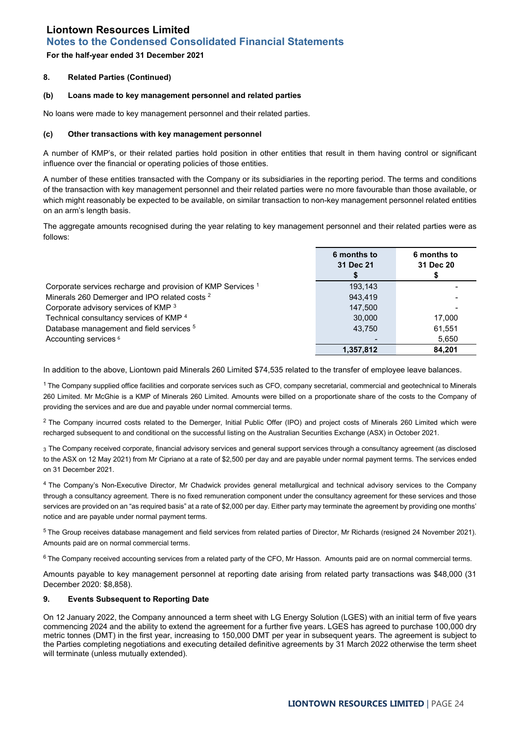### 8. Related Parties (Continued)

#### (b) Loans made to key management personnel and related parties

No loans were made to key management personnel and their related parties.

#### (c) Other transactions with key management personnel

A number of KMP's, or their related parties hold position in other entities that result in them having control or significant influence over the financial or operating policies of those entities.

A number of these entities transacted with the Company or its subsidiaries in the reporting period. The terms and conditions of the transaction with key management personnel and their related parties were no more favourable than those available, or which might reasonably be expected to be available, on similar transaction to non-key management personnel related entities on an arm's length basis.

The aggregate amounts recognised during the year relating to key management personnel and their related parties were as follows:

| | 6 months to 31 Dec 21 $ | 6 months to 31 Dec 20 $ |
|---|---|---|
| Corporate services recharge and provision of KMP Services [1] | 193,143 | - |
| Minerals 260 Demerger and IPO related costs [2] | 943,419 | - |
| Corporate advisory services of KMP [3] | 147,500 | - |
| Technical consultancy services of KMP [4] | 30,000 | 17,000 |
| Database management and field services [5] | 43,750 | 61,551 |
| Accounting services [6] | - | 5,650 |
| | **1,357,812** | **84,201** |

In addition to the above, Liontown paid Minerals 260 Limited $74,535 related to the transfer of employee leave balances.

[1] The Company supplied office facilities and corporate services such as CFO, company secretarial, commercial and geotechnical to Minerals 260 Limited. Mr McGhie is a KMP of Minerals 260 Limited. Amounts were billed on a proportionate share of the costs to the Company of providing the services and are due and payable under normal commercial terms.

[2] The Company incurred costs related to the Demerger, Initial Public Offer (IPO) and project costs of Minerals 260 Limited which were recharged subsequent to and conditional on the successful listing on the Australian Securities Exchange (ASX) in October 2021.

[3] The Company received corporate, financial advisory services and general support services through a consultancy agreement (as disclosed to the ASX on 12 May 2021) from Mr Cipriano at a rate of $2,500 per day and are payable under normal payment terms. The services ended on 31 December 2021.

[4] The Company's Non-Executive Director, Mr Chadwick provides general metallurgical and technical advisory services to the Company through a consultancy agreement. There is no fixed remuneration component under the consultancy agreement for these services and those services are provided on an "as required basis" at a rate of $2,000 per day. Either party may terminate the agreement by providing one months' notice and are payable under normal payment terms.

[5] The Group receives database management and field services from related parties of Director, Mr Richards (resigned 24 November 2021). Amounts paid are on normal commercial terms.

[6] The Company received accounting services from a related party of the CFO, Mr Hasson. Amounts paid are on normal commercial terms.

Amounts payable to key management personnel at reporting date arising from related party transactions was $48,000 (31 December 2020: $8,858).

### 9. Events Subsequent to Reporting Date

On 12 January 2022, the Company announced a term sheet with LG Energy Solution (LGES) with an initial term of five years commencing 2024 and the ability to extend the agreement for a further five years. LGES has agreed to purchase 100,000 dry metric tonnes (DMT) in the first year, increasing to 150,000 DMT per year in subsequent years. The agreement is subject to the Parties completing negotiations and executing detailed definitive agreements by 31 March 2022 otherwise the term sheet will terminate (unless mutually extended).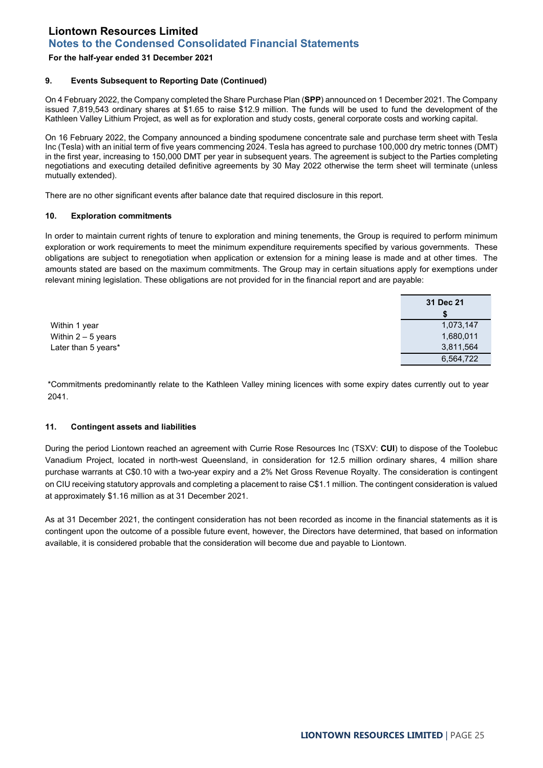### 9. Events Subsequent to Reporting Date (Continued)

On 4 February 2022, the Company completed the Share Purchase Plan (**SPP**) announced on 1 December 2021. The Company issued 7,819,543 ordinary shares at $1.65 to raise $12.9 million. The funds will be used to fund the development of the Kathleen Valley Lithium Project, as well as for exploration and study costs, general corporate costs and working capital.

On 16 February 2022, the Company announced a binding spodumene concentrate sale and purchase term sheet with Tesla Inc (Tesla) with an initial term of five years commencing 2024. Tesla has agreed to purchase 100,000 dry metric tonnes (DMT) in the first year, increasing to 150,000 DMT per year in subsequent years. The agreement is subject to the Parties completing negotiations and executing detailed definitive agreements by 30 May 2022 otherwise the term sheet will terminate (unless mutually extended).

There are no other significant events after balance date that required disclosure in this report.

### 10. Exploration commitments

In order to maintain current rights of tenure to exploration and mining tenements, the Group is required to perform minimum exploration or work requirements to meet the minimum expenditure requirements specified by various governments. These obligations are subject to renegotiation when application or extension for a mining lease is made and at other times. The amounts stated are based on the maximum commitments. The Group may in certain situations apply for exemptions under relevant mining legislation. These obligations are not provided for in the financial report and are payable:

| | 31 Dec 21 |
|---|---|
| | $ |
| Within 1 year | 1,073,147 |
| Within 2 – 5 years | 1,680,011 |
| Later than 5 years* | 3,811,564 |
| | 6,564,722 |

*Commitments predominantly relate to the Kathleen Valley mining licences with some expiry dates currently out to year 2041.

### 11. Contingent assets and liabilities

During the period Liontown reached an agreement with Currie Rose Resources Inc (TSXV: **CUI**) to dispose of the Toolebuc Vanadium Project, located in north-west Queensland, in consideration for 12.5 million ordinary shares, 4 million share purchase warrants at C$0.10 with a two-year expiry and a 2% Net Gross Revenue Royalty. The consideration is contingent on CIU receiving statutory approvals and completing a placement to raise C$1.1 million. The contingent consideration is valued at approximately $1.16 million as at 31 December 2021.

As at 31 December 2021, the contingent consideration has not been recorded as income in the financial statements as it is contingent upon the outcome of a possible future event, however, the Directors have determined, that based on information available, it is considered probable that the consideration will become due and payable to Liontown.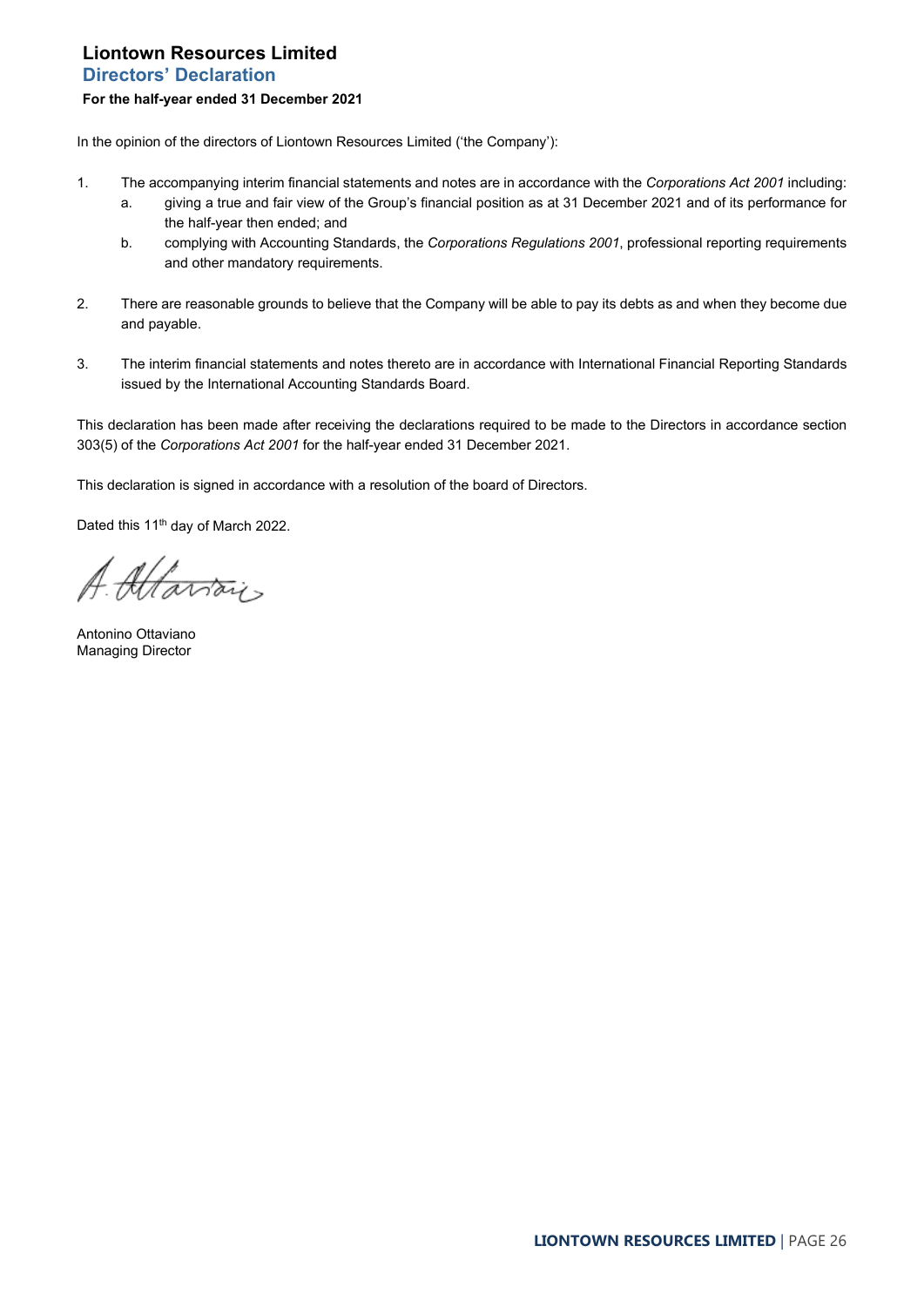# Liontown Resources Limited

## Directors' Declaration

**For the half-year ended 31 December 2021**

In the opinion of the directors of Liontown Resources Limited ('the Company'):

1. The accompanying interim financial statements and notes are in accordance with the *Corporations Act 2001* including:
   a. giving a true and fair view of the Group's financial position as at 31 December 2021 and of its performance for the half-year then ended; and
   b. complying with Accounting Standards, the *Corporations Regulations 2001*, professional reporting requirements and other mandatory requirements.

2. There are reasonable grounds to believe that the Company will be able to pay its debts as and when they become due and payable.

3. The interim financial statements and notes thereto are in accordance with International Financial Reporting Standards issued by the International Accounting Standards Board.

This declaration has been made after receiving the declarations required to be made to the Directors in accordance section 303(5) of the *Corporations Act 2001* for the half-year ended 31 December 2021.

This declaration is signed in accordance with a resolution of the board of Directors.

Dated this 11th day of March 2022.

Antonino Ottaviano
Managing Director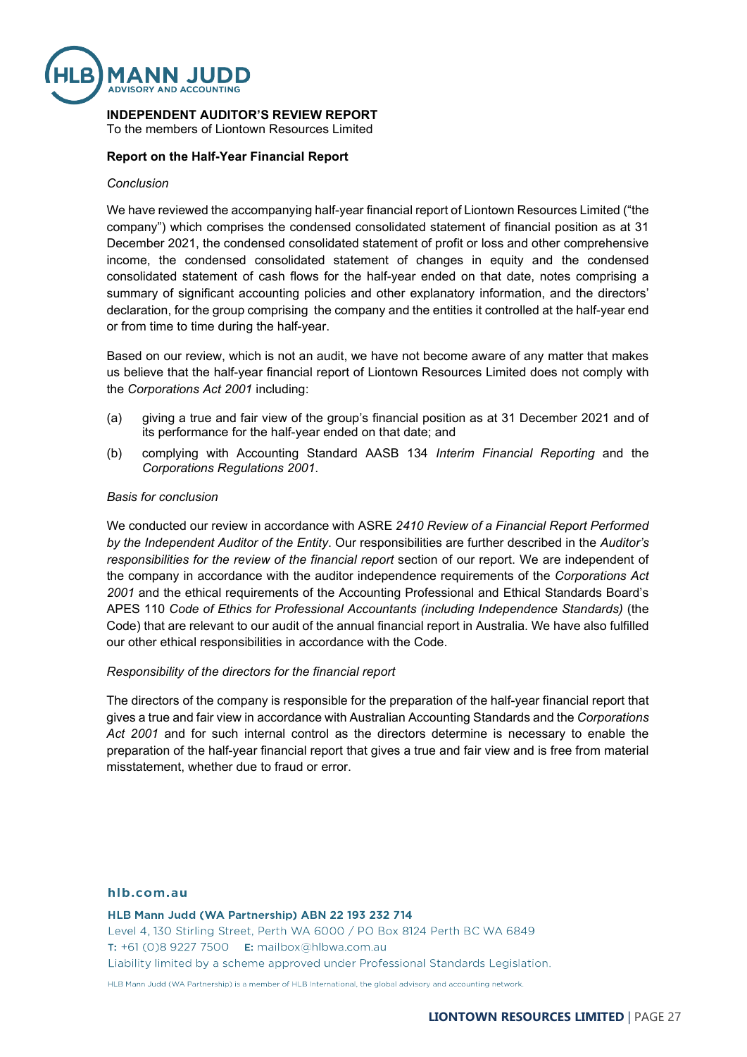**INDEPENDENT AUDITOR'S REVIEW REPORT**
To the members of Liontown Resources Limited

**Report on the Half-Year Financial Report**

*Conclusion*

We have reviewed the accompanying half-year financial report of Liontown Resources Limited ("the company") which comprises the condensed consolidated statement of financial position as at 31 December 2021, the condensed consolidated statement of profit or loss and other comprehensive income, the condensed consolidated statement of changes in equity and the condensed consolidated statement of cash flows for the half-year ended on that date, notes comprising a summary of significant accounting policies and other explanatory information, and the directors' declaration, for the group comprising the company and the entities it controlled at the half-year end or from time to time during the half-year.

Based on our review, which is not an audit, we have not become aware of any matter that makes us believe that the half-year financial report of Liontown Resources Limited does not comply with the *Corporations Act 2001* including:

(a) giving a true and fair view of the group's financial position as at 31 December 2021 and of its performance for the half-year ended on that date; and

(b) complying with Accounting Standard AASB 134 *Interim Financial Reporting* and the *Corporations Regulations 2001*.

*Basis for conclusion*

We conducted our review in accordance with ASRE *2410 Review of a Financial Report Performed by the Independent Auditor of the Entity*. Our responsibilities are further described in the *Auditor's responsibilities for the review of the financial report* section of our report. We are independent of the company in accordance with the auditor independence requirements of the *Corporations Act 2001* and the ethical requirements of the Accounting Professional and Ethical Standards Board's APES 110 *Code of Ethics for Professional Accountants (including Independence Standards)* (the Code) that are relevant to our audit of the annual financial report in Australia. We have also fulfilled our other ethical responsibilities in accordance with the Code.

*Responsibility of the directors for the financial report*

The directors of the company is responsible for the preparation of the half-year financial report that gives a true and fair view in accordance with Australian Accounting Standards and the *Corporations Act 2001* and for such internal control as the directors determine is necessary to enable the preparation of the half-year financial report that gives a true and fair view and is free from material misstatement, whether due to fraud or error.

hlb.com.au

**HLB Mann Judd (WA Partnership) ABN 22 193 232 714**
Level 4, 130 Stirling Street, Perth WA 6000 / PO Box 8124 Perth BC WA 6849
T: +61 (0)8 9227 7500 E: mailbox@hlbwa.com.au
Liability limited by a scheme approved under Professional Standards Legislation.

HLB Mann Judd (WA Partnership) is a member of HLB International, the global advisory and accounting network.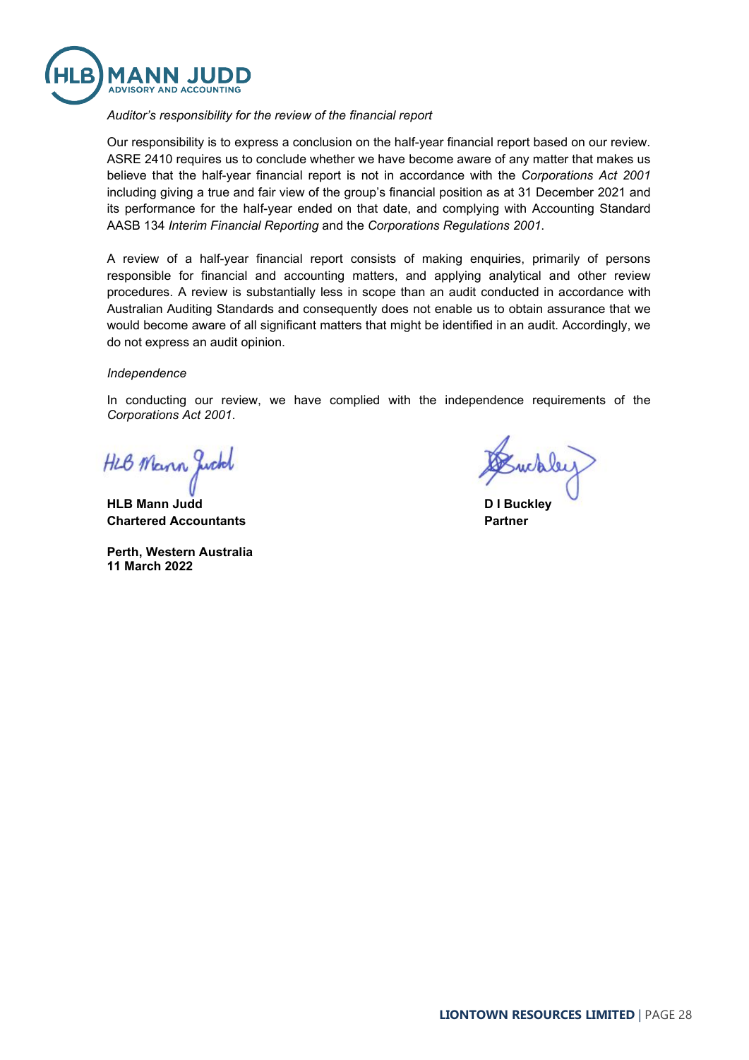*Auditor's responsibility for the review of the financial report*

Our responsibility is to express a conclusion on the half-year financial report based on our review. ASRE 2410 requires us to conclude whether we have become aware of any matter that makes us believe that the half-year financial report is not in accordance with the *Corporations Act 2001* including giving a true and fair view of the group's financial position as at 31 December 2021 and its performance for the half-year ended on that date, and complying with Accounting Standard AASB 134 *Interim Financial Reporting* and the *Corporations Regulations 2001*.

A review of a half-year financial report consists of making enquiries, primarily of persons responsible for financial and accounting matters, and applying analytical and other review procedures. A review is substantially less in scope than an audit conducted in accordance with Australian Auditing Standards and consequently does not enable us to obtain assurance that we would become aware of all significant matters that might be identified in an audit. Accordingly, we do not express an audit opinion.

*Independence*

In conducting our review, we have complied with the independence requirements of the *Corporations Act 2001*.

**HLB Mann Judd**
**Chartered Accountants**

**Perth, Western Australia**
**11 March 2022**

**D I Buckley**
**Partner**